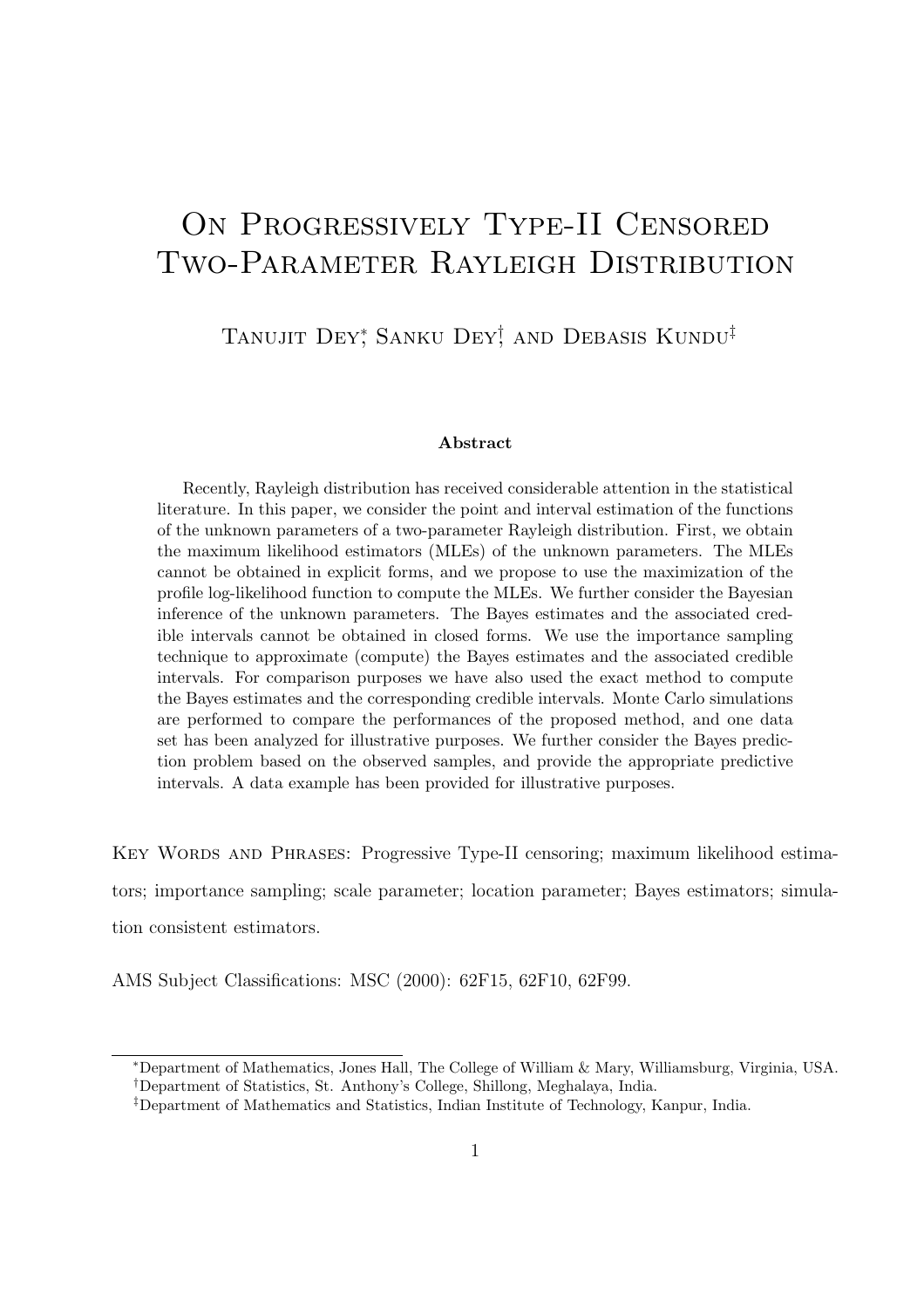# On Progressively Type-II Censored Two-Parameter Rayleigh Distribution

Tanujit Dey[*], Sanku Dey[†], and Debasis Kundu[‡]

### Abstract

Recently, Rayleigh distribution has received considerable attention in the statistical literature. In this paper, we consider the point and interval estimation of the functions of the unknown parameters of a two-parameter Rayleigh distribution. First, we obtain the maximum likelihood estimators (MLEs) of the unknown parameters. The MLEs cannot be obtained in explicit forms, and we propose to use the maximization of the profile log-likelihood function to compute the MLEs. We further consider the Bayesian inference of the unknown parameters. The Bayes estimates and the associated credible intervals cannot be obtained in closed forms. We use the importance sampling technique to approximate (compute) the Bayes estimates and the associated credible intervals. For comparison purposes we have also used the exact method to compute the Bayes estimates and the corresponding credible intervals. Monte Carlo simulations are performed to compare the performances of the proposed method, and one data set has been analyzed for illustrative purposes. We further consider the Bayes prediction problem based on the observed samples, and provide the appropriate predictive intervals. A data example has been provided for illustrative purposes.

Key Words and Phrases: Progressive Type-II censoring; maximum likelihood estimators; importance sampling; scale parameter; location parameter; Bayes estimators; simulation consistent estimators.

AMS Subject Classifications: MSC (2000): 62F15, 62F10, 62F99.

[*]Department of Mathematics, Jones Hall, The College of William & Mary, Williamsburg, Virginia, USA.

[†]Department of Statistics, St. Anthony's College, Shillong, Meghalaya, India.

[‡]Department of Mathematics and Statistics, Indian Institute of Technology, Kanpur, India.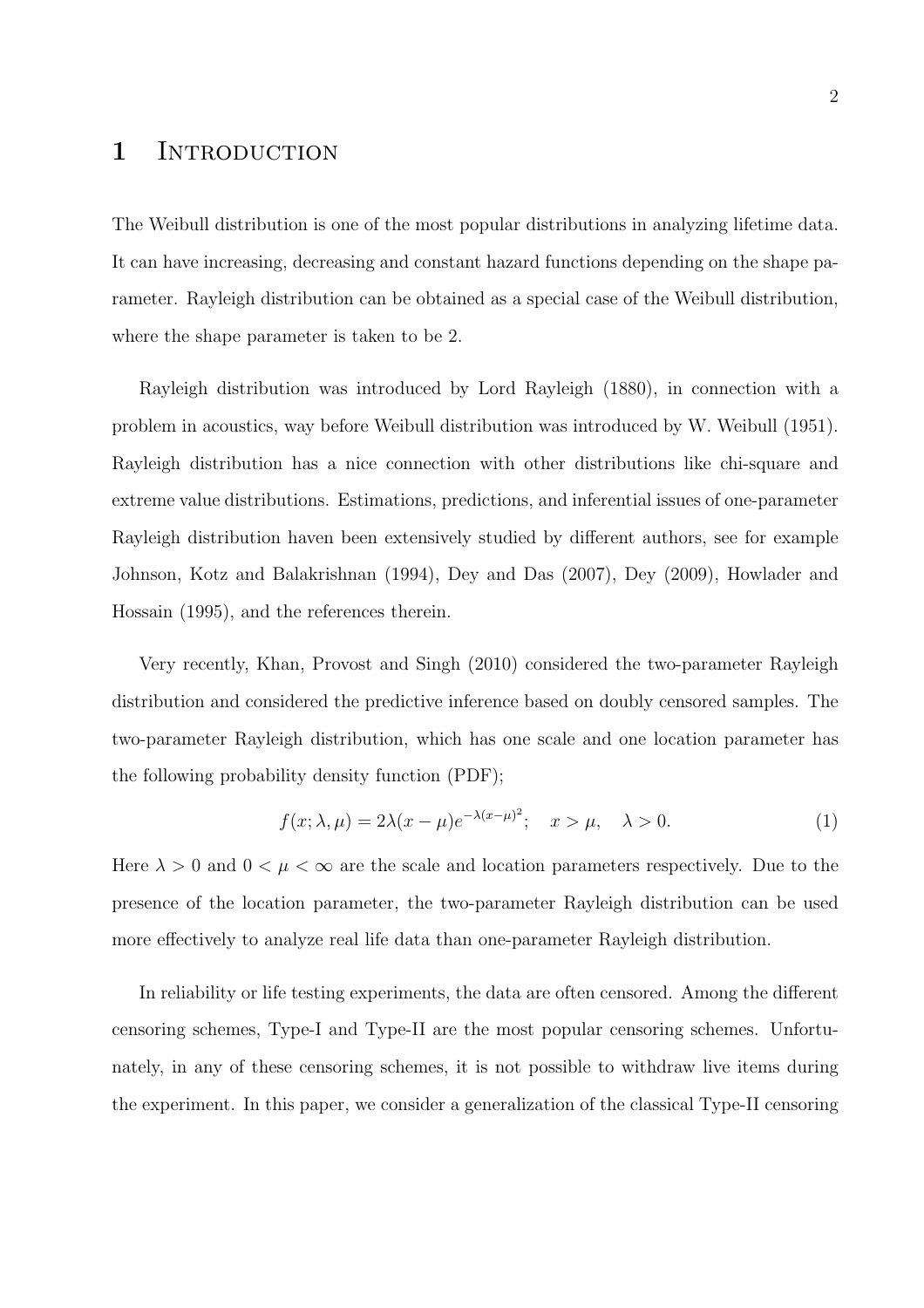# 1 Introduction

The Weibull distribution is one of the most popular distributions in analyzing lifetime data. It can have increasing, decreasing and constant hazard functions depending on the shape parameter. Rayleigh distribution can be obtained as a special case of the Weibull distribution, where the shape parameter is taken to be 2.

Rayleigh distribution was introduced by Lord Rayleigh (1880), in connection with a problem in acoustics, way before Weibull distribution was introduced by W. Weibull (1951). Rayleigh distribution has a nice connection with other distributions like chi-square and extreme value distributions. Estimations, predictions, and inferential issues of one-parameter Rayleigh distribution haven been extensively studied by different authors, see for example Johnson, Kotz and Balakrishnan (1994), Dey and Das (2007), Dey (2009), Howlader and Hossain (1995), and the references therein.

Very recently, Khan, Provost and Singh (2010) considered the two-parameter Rayleigh distribution and considered the predictive inference based on doubly censored samples. The two-parameter Rayleigh distribution, which has one scale and one location parameter has the following probability density function (PDF);

$$f(x;\lambda,\mu) = 2\lambda(x-\mu)e^{-\lambda(x-\mu)^2}; \quad x > \mu, \quad \lambda > 0. \tag{1}$$

Here $\lambda > 0$ and $0 < \mu < \infty$ are the scale and location parameters respectively. Due to the presence of the location parameter, the two-parameter Rayleigh distribution can be used more effectively to analyze real life data than one-parameter Rayleigh distribution.

In reliability or life testing experiments, the data are often censored. Among the different censoring schemes, Type-I and Type-II are the most popular censoring schemes. Unfortunately, in any of these censoring schemes, it is not possible to withdraw live items during the experiment. In this paper, we consider a generalization of the classical Type-II censoring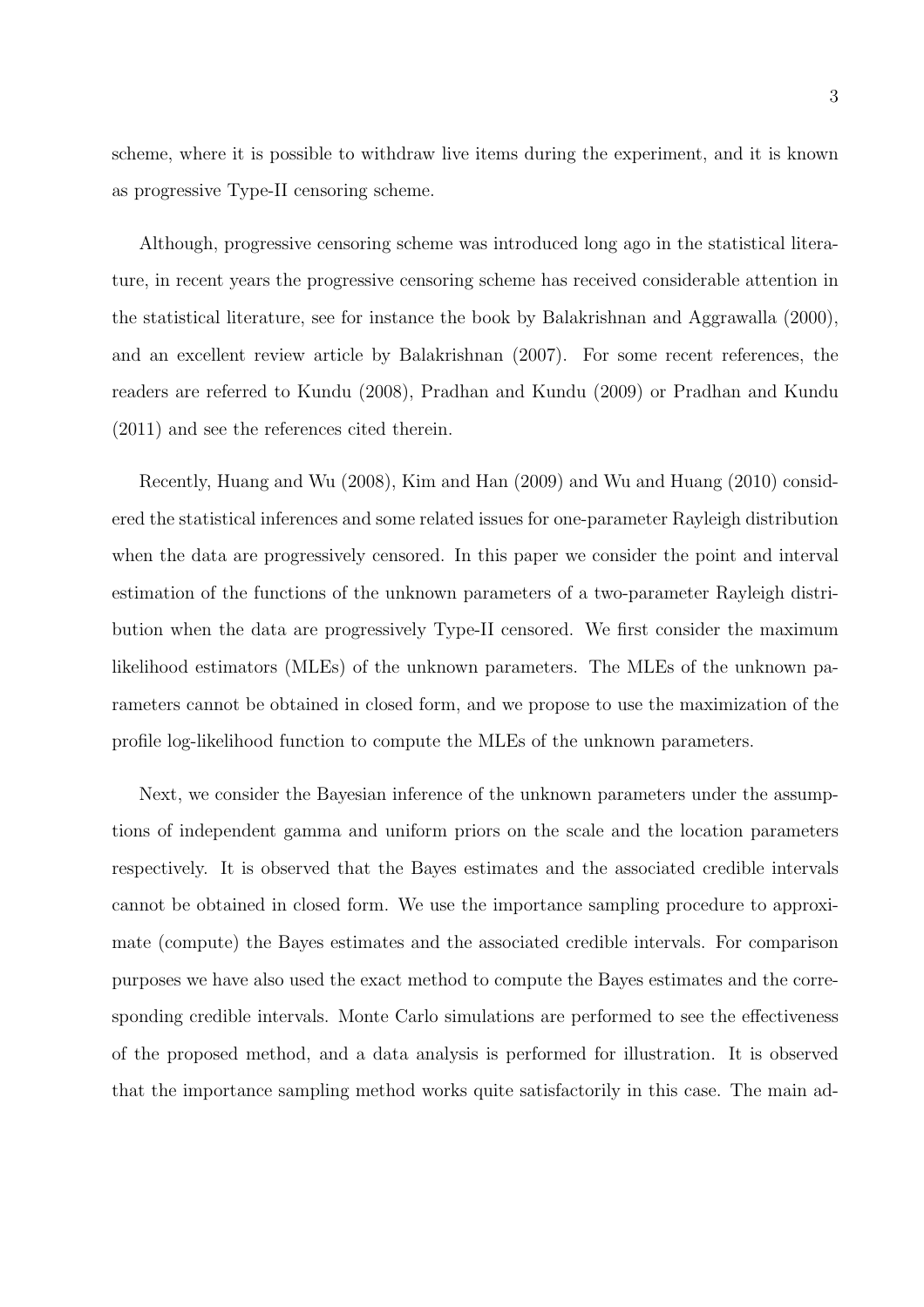scheme, where it is possible to withdraw live items during the experiment, and it is known as progressive Type-II censoring scheme.

Although, progressive censoring scheme was introduced long ago in the statistical literature, in recent years the progressive censoring scheme has received considerable attention in the statistical literature, see for instance the book by Balakrishnan and Aggrawalla (2000), and an excellent review article by Balakrishnan (2007). For some recent references, the readers are referred to Kundu (2008), Pradhan and Kundu (2009) or Pradhan and Kundu (2011) and see the references cited therein.

Recently, Huang and Wu (2008), Kim and Han (2009) and Wu and Huang (2010) considered the statistical inferences and some related issues for one-parameter Rayleigh distribution when the data are progressively censored. In this paper we consider the point and interval estimation of the functions of the unknown parameters of a two-parameter Rayleigh distribution when the data are progressively Type-II censored. We first consider the maximum likelihood estimators (MLEs) of the unknown parameters. The MLEs of the unknown parameters cannot be obtained in closed form, and we propose to use the maximization of the profile log-likelihood function to compute the MLEs of the unknown parameters.

Next, we consider the Bayesian inference of the unknown parameters under the assumptions of independent gamma and uniform priors on the scale and the location parameters respectively. It is observed that the Bayes estimates and the associated credible intervals cannot be obtained in closed form. We use the importance sampling procedure to approximate (compute) the Bayes estimates and the associated credible intervals. For comparison purposes we have also used the exact method to compute the Bayes estimates and the corresponding credible intervals. Monte Carlo simulations are performed to see the effectiveness of the proposed method, and a data analysis is performed for illustration. It is observed that the importance sampling method works quite satisfactorily in this case. The main ad-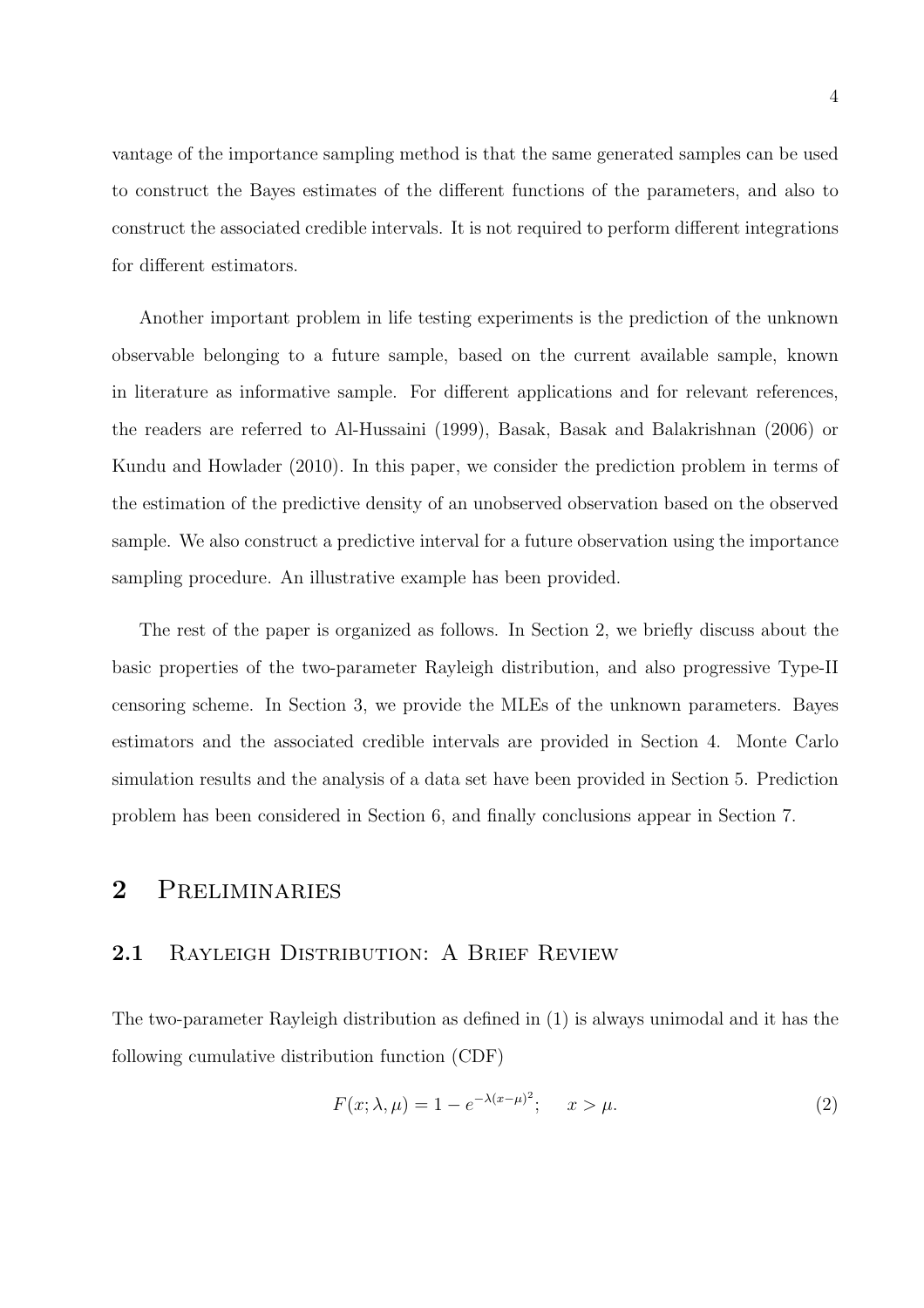vantage of the importance sampling method is that the same generated samples can be used to construct the Bayes estimates of the different functions of the parameters, and also to construct the associated credible intervals. It is not required to perform different integrations for different estimators.

Another important problem in life testing experiments is the prediction of the unknown observable belonging to a future sample, based on the current available sample, known in literature as informative sample. For different applications and for relevant references, the readers are referred to Al-Hussaini (1999), Basak, Basak and Balakrishnan (2006) or Kundu and Howlader (2010). In this paper, we consider the prediction problem in terms of the estimation of the predictive density of an unobserved observation based on the observed sample. We also construct a predictive interval for a future observation using the importance sampling procedure. An illustrative example has been provided.

The rest of the paper is organized as follows. In Section 2, we briefly discuss about the basic properties of the two-parameter Rayleigh distribution, and also progressive Type-II censoring scheme. In Section 3, we provide the MLEs of the unknown parameters. Bayes estimators and the associated credible intervals are provided in Section 4. Monte Carlo simulation results and the analysis of a data set have been provided in Section 5. Prediction problem has been considered in Section 6, and finally conclusions appear in Section 7.

# 2 Preliminaries

## 2.1 Rayleigh Distribution: A Brief Review

The two-parameter Rayleigh distribution as defined in (1) is always unimodal and it has the following cumulative distribution function (CDF)

$$F(x; \lambda, \mu) = 1 - e^{-\lambda(x-\mu)^2}; \quad x > \mu. \tag{2}$$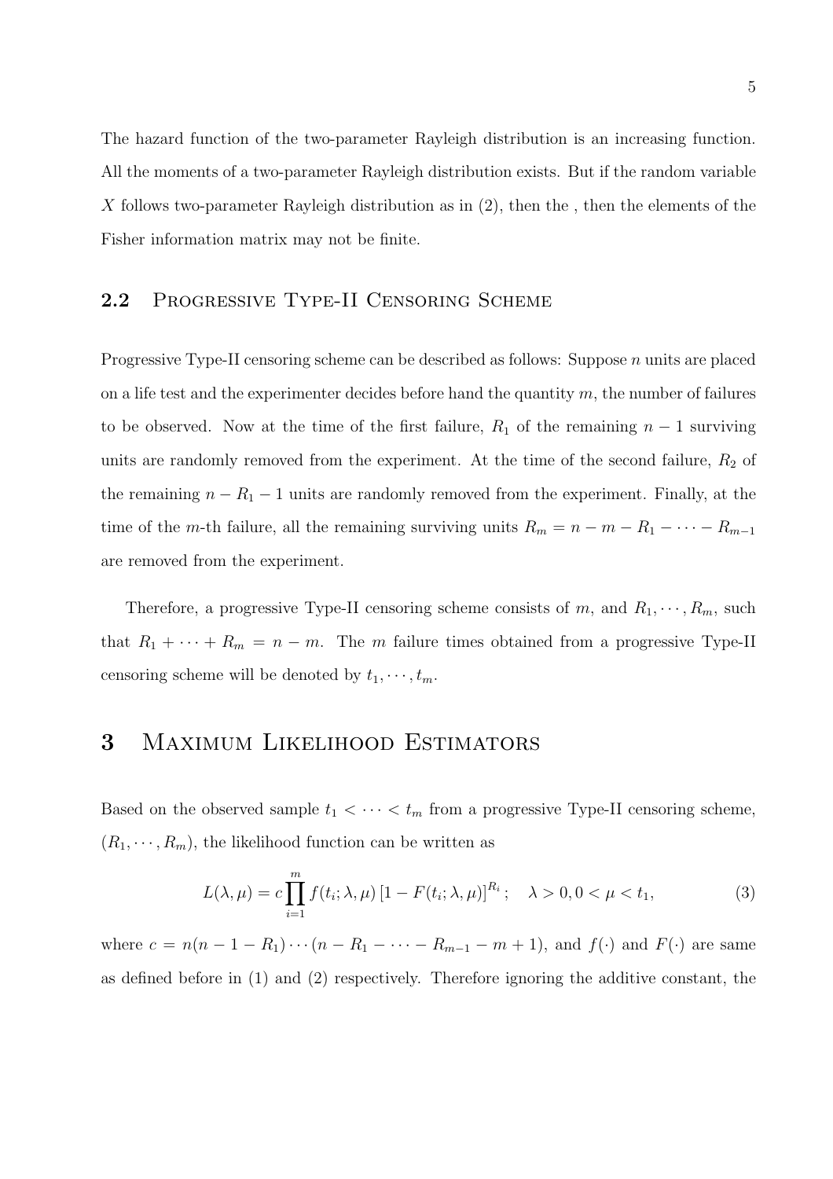The hazard function of the two-parameter Rayleigh distribution is an increasing function. All the moments of a two-parameter Rayleigh distribution exists. But if the random variable $X$ follows two-parameter Rayleigh distribution as in (2), then the , then the elements of the Fisher information matrix may not be finite.

### 2.2 Progressive Type-II Censoring Scheme

Progressive Type-II censoring scheme can be described as follows: Suppose $n$ units are placed on a life test and the experimenter decides before hand the quantity $m$, the number of failures to be observed. Now at the time of the first failure, $R_1$ of the remaining $n-1$ surviving units are randomly removed from the experiment. At the time of the second failure, $R_2$ of the remaining $n - R_1 - 1$ units are randomly removed from the experiment. Finally, at the time of the $m$-th failure, all the remaining surviving units $R_m = n - m - R_1 - \cdots - R_{m-1}$ are removed from the experiment.

Therefore, a progressive Type-II censoring scheme consists of $m$, and $R_1, \cdots, R_m$, such that $R_1 + \cdots + R_m = n - m$. The $m$ failure times obtained from a progressive Type-II censoring scheme will be denoted by $t_1, \cdots, t_m$.

## 3 Maximum Likelihood Estimators

Based on the observed sample $t_1 < \cdots < t_m$ from a progressive Type-II censoring scheme, $(R_1, \cdots, R_m)$, the likelihood function can be written as

$$L(\lambda, \mu) = c \prod_{i=1}^{m} f(t_i; \lambda, \mu) \left[1 - F(t_i; \lambda, \mu)\right]^{R_i}; \quad \lambda > 0, 0 < \mu < t_1, \tag{3}$$

where $c = n(n-1-R_1)\cdots(n - R_1 - \cdots - R_{m-1} - m + 1)$, and $f(\cdot)$ and $F(\cdot)$ are same as defined before in (1) and (2) respectively. Therefore ignoring the additive constant, the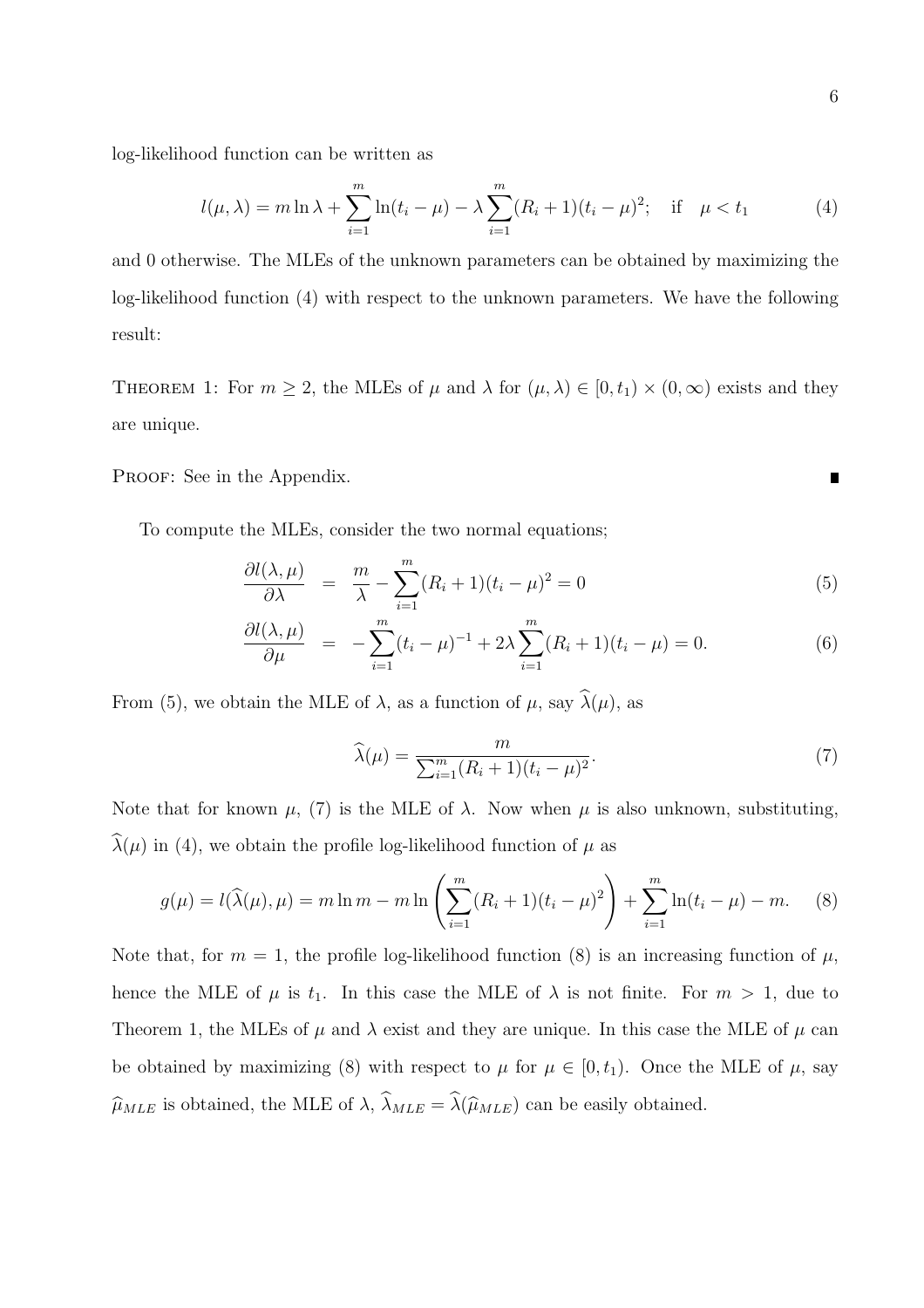log-likelihood function can be written as

$$l(\mu, \lambda) = m \ln \lambda + \sum_{i=1}^{m} \ln(t_i - \mu) - \lambda \sum_{i=1}^{m} (R_i + 1)(t_i - \mu)^2; \quad \text{if} \quad \mu < t_1 \tag{4}$$

and 0 otherwise. The MLEs of the unknown parameters can be obtained by maximizing the log-likelihood function (4) with respect to the unknown parameters. We have the following result:

THEOREM 1: For $m \geq 2$, the MLEs of $\mu$ and $\lambda$ for $(\mu, \lambda) \in [0, t_1) \times (0, \infty)$ exists and they are unique.

PROOF: See in the Appendix. ∎

To compute the MLEs, consider the two normal equations;

$$\frac{\partial l(\lambda, \mu)}{\partial \lambda} = \frac{m}{\lambda} - \sum_{i=1}^{m} (R_i + 1)(t_i - \mu)^2 = 0 \tag{5}$$

$$\frac{\partial l(\lambda, \mu)}{\partial \mu} = -\sum_{i=1}^{m} (t_i - \mu)^{-1} + 2\lambda \sum_{i=1}^{m} (R_i + 1)(t_i - \mu) = 0. \tag{6}$$

From (5), we obtain the MLE of $\lambda$, as a function of $\mu$, say $\widehat{\lambda}(\mu)$, as

$$\widehat{\lambda}(\mu) = \frac{m}{\sum_{i=1}^{m} (R_i + 1)(t_i - \mu)^2}. \tag{7}$$

Note that for known $\mu$, (7) is the MLE of $\lambda$. Now when $\mu$ is also unknown, substituting, $\widehat{\lambda}(\mu)$ in (4), we obtain the profile log-likelihood function of $\mu$ as

$$g(\mu) = l(\widehat{\lambda}(\mu), \mu) = m \ln m - m \ln \left( \sum_{i=1}^{m} (R_i + 1)(t_i - \mu)^2 \right) + \sum_{i=1}^{m} \ln(t_i - \mu) - m. \tag{8}$$

Note that, for $m = 1$, the profile log-likelihood function (8) is an increasing function of $\mu$, hence the MLE of $\mu$ is $t_1$. In this case the MLE of $\lambda$ is not finite. For $m > 1$, due to Theorem 1, the MLEs of $\mu$ and $\lambda$ exist and they are unique. In this case the MLE of $\mu$ can be obtained by maximizing (8) with respect to $\mu$ for $\mu \in [0, t_1)$. Once the MLE of $\mu$, say $\widehat{\mu}_{MLE}$ is obtained, the MLE of $\lambda$, $\widehat{\lambda}_{MLE} = \widehat{\lambda}(\widehat{\mu}_{MLE})$ can be easily obtained.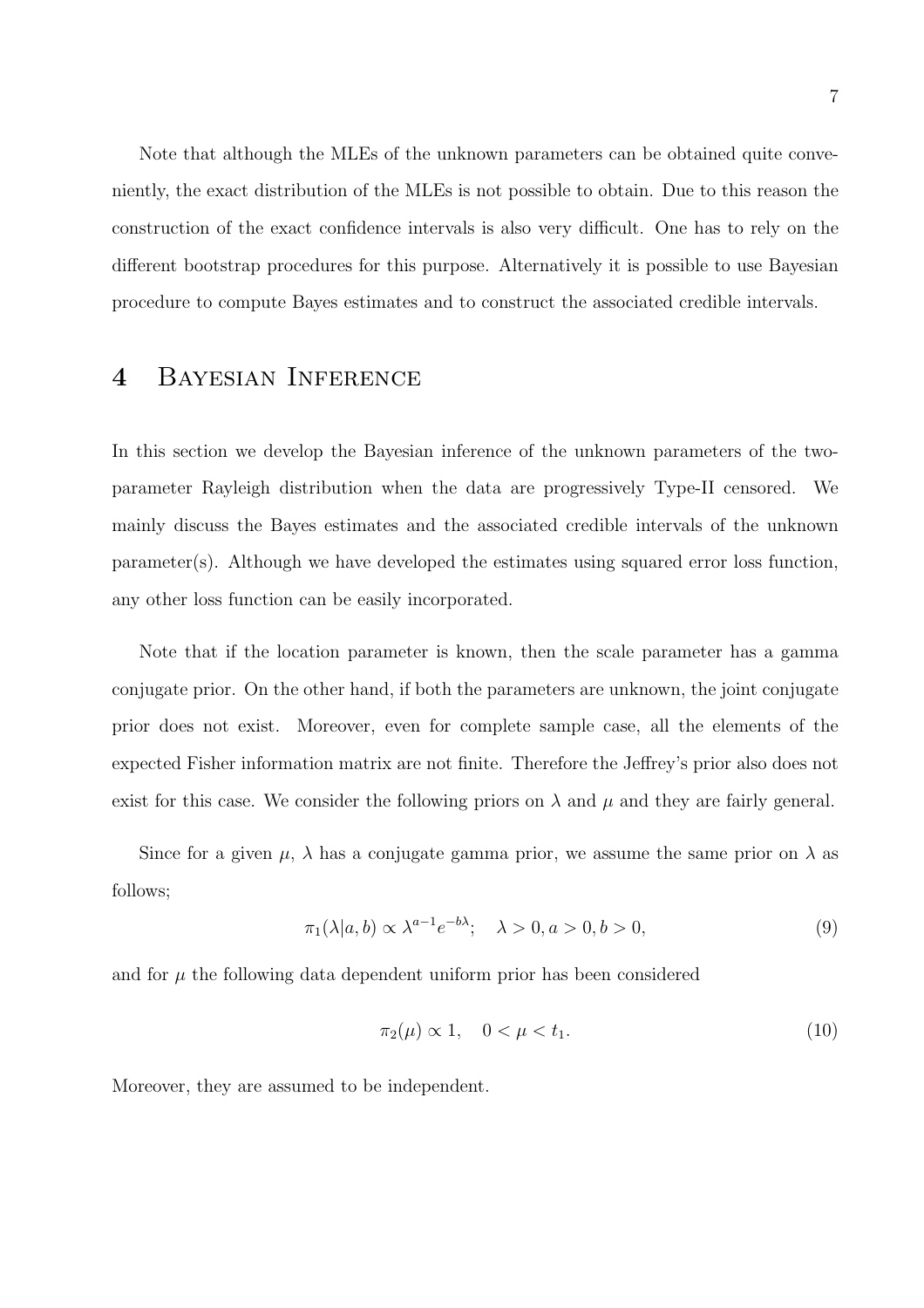Note that although the MLEs of the unknown parameters can be obtained quite conveniently, the exact distribution of the MLEs is not possible to obtain. Due to this reason the construction of the exact confidence intervals is also very difficult. One has to rely on the different bootstrap procedures for this purpose. Alternatively it is possible to use Bayesian procedure to compute Bayes estimates and to construct the associated credible intervals.

# 4 Bayesian Inference

In this section we develop the Bayesian inference of the unknown parameters of the two-parameter Rayleigh distribution when the data are progressively Type-II censored. We mainly discuss the Bayes estimates and the associated credible intervals of the unknown parameter(s). Although we have developed the estimates using squared error loss function, any other loss function can be easily incorporated.

Note that if the location parameter is known, then the scale parameter has a gamma conjugate prior. On the other hand, if both the parameters are unknown, the joint conjugate prior does not exist. Moreover, even for complete sample case, all the elements of the expected Fisher information matrix are not finite. Therefore the Jeffrey's prior also does not exist for this case. We consider the following priors on $\lambda$ and $\mu$ and they are fairly general.

Since for a given $\mu$, $\lambda$ has a conjugate gamma prior, we assume the same prior on $\lambda$ as follows;

$$\pi_1(\lambda|a,b) \propto \lambda^{a-1}e^{-b\lambda}; \quad \lambda > 0, a > 0, b > 0, \tag{9}$$

and for $\mu$ the following data dependent uniform prior has been considered

$$\pi_2(\mu) \propto 1, \quad 0 < \mu < t_1. \tag{10}$$

Moreover, they are assumed to be independent.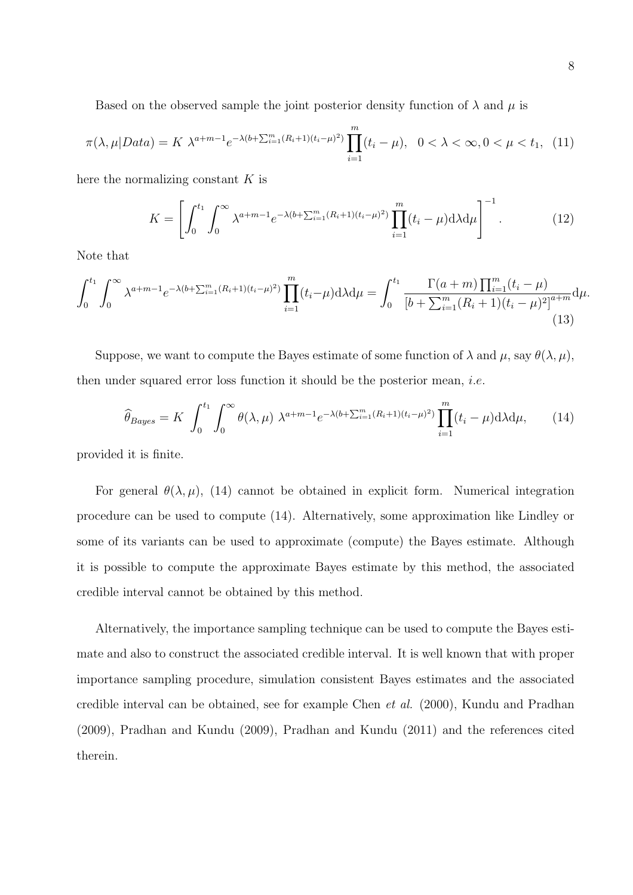Based on the observed sample the joint posterior density function of $\lambda$ and $\mu$ is

$$\pi(\lambda, \mu | Data) = K \ \lambda^{a+m-1} e^{-\lambda(b+\sum_{i=1}^{m}(R_i+1)(t_i-\mu)^2)} \prod_{i=1}^{m}(t_i - \mu), \quad 0 < \lambda < \infty, 0 < \mu < t_1, \quad (11)$$

here the normalizing constant $K$ is

$$K = \left[ \int_0^{t_1} \int_0^{\infty} \lambda^{a+m-1} e^{-\lambda(b+\sum_{i=1}^{m}(R_i+1)(t_i-\mu)^2)} \prod_{i=1}^{m}(t_i - \mu) \mathrm{d}\lambda \mathrm{d}\mu \right]^{-1}. \quad (12)$$

Note that

$$\int_0^{t_1} \int_0^{\infty} \lambda^{a+m-1} e^{-\lambda(b+\sum_{i=1}^{m}(R_i+1)(t_i-\mu)^2)} \prod_{i=1}^{m}(t_i - \mu) \mathrm{d}\lambda \mathrm{d}\mu = \int_0^{t_1} \frac{\Gamma(a+m) \prod_{i=1}^{m}(t_i - \mu)}{[b + \sum_{i=1}^{m}(R_i+1)(t_i-\mu)^2]^{a+m}} \mathrm{d}\mu. \quad (13)$$

Suppose, we want to compute the Bayes estimate of some function of $\lambda$ and $\mu$, say $\theta(\lambda, \mu)$, then under squared error loss function it should be the posterior mean, *i.e.*

$$\widehat{\theta}_{Bayes} = K \int_0^{t_1} \int_0^{\infty} \theta(\lambda, \mu) \ \lambda^{a+m-1} e^{-\lambda(b+\sum_{i=1}^{m}(R_i+1)(t_i-\mu)^2)} \prod_{i=1}^{m}(t_i - \mu) \mathrm{d}\lambda \mathrm{d}\mu, \quad (14)$$

provided it is finite.

For general $\theta(\lambda, \mu)$, (14) cannot be obtained in explicit form. Numerical integration procedure can be used to compute (14). Alternatively, some approximation like Lindley or some of its variants can be used to approximate (compute) the Bayes estimate. Although it is possible to compute the approximate Bayes estimate by this method, the associated credible interval cannot be obtained by this method.

Alternatively, the importance sampling technique can be used to compute the Bayes estimate and also to construct the associated credible interval. It is well known that with proper importance sampling procedure, simulation consistent Bayes estimates and the associated credible interval can be obtained, see for example Chen *et al.* (2000), Kundu and Pradhan (2009), Pradhan and Kundu (2009), Pradhan and Kundu (2011) and the references cited therein.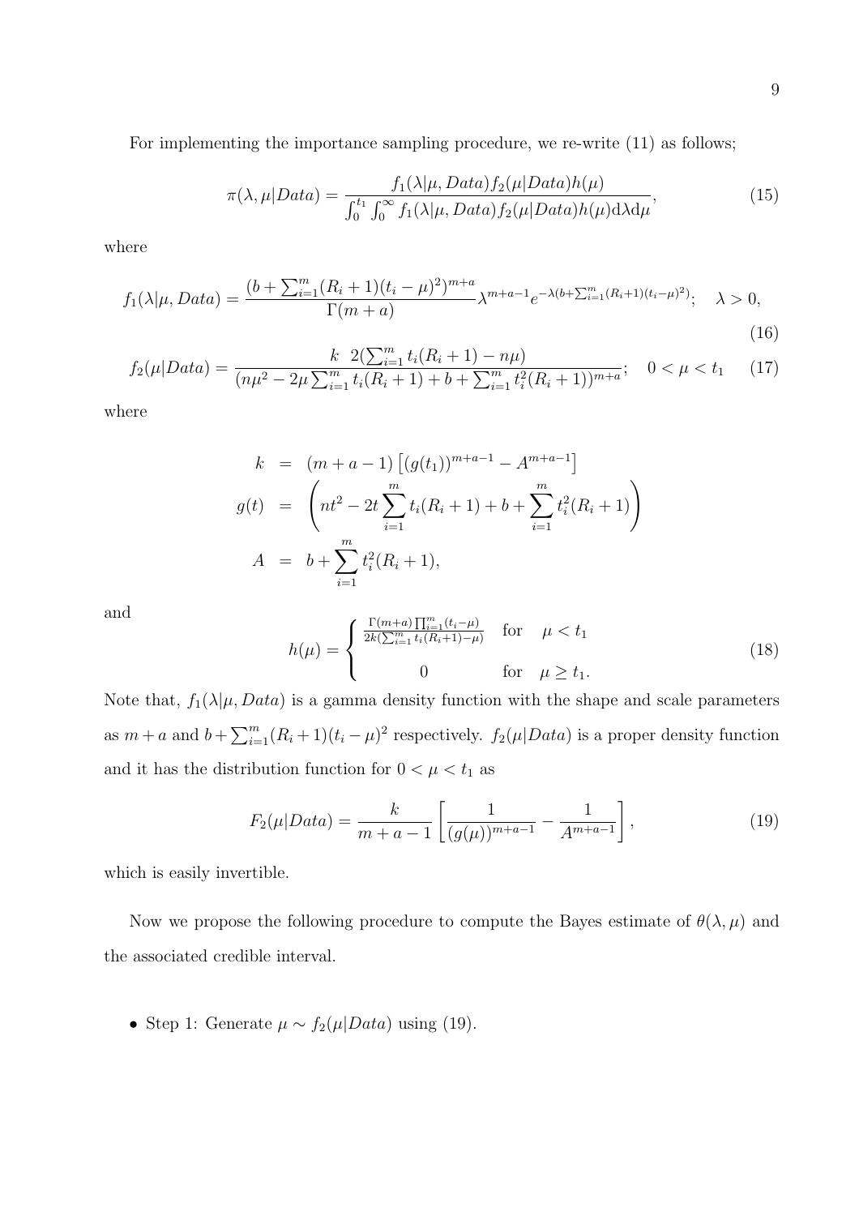For implementing the importance sampling procedure, we re-write (11) as follows;

$$\pi(\lambda, \mu|Data) = \frac{f_1(\lambda|\mu, Data) f_2(\mu|Data) h(\mu)}{\int_0^{t_1} \int_0^{\infty} f_1(\lambda|\mu, Data) f_2(\mu|Data) h(\mu) \mathrm{d}\lambda \mathrm{d}\mu}, \tag{15}$$

where

$$f_1(\lambda|\mu, Data) = \frac{(b + \sum_{i=1}^m (R_i+1)(t_i-\mu)^2)^{m+a}}{\Gamma(m+a)} \lambda^{m+a-1} e^{-\lambda(b+\sum_{i=1}^m (R_i+1)(t_i-\mu)^2)}; \quad \lambda > 0, \tag{16}$$

$$f_2(\mu|Data) = \frac{k \;\; 2(\sum_{i=1}^m t_i(R_i+1) - n\mu)}{(n\mu^2 - 2\mu\sum_{i=1}^m t_i(R_i+1) + b + \sum_{i=1}^m t_i^2(R_i+1))^{m+a}}; \quad 0 < \mu < t_1 \tag{17}$$

where

$$\begin{aligned}
k &= (m+a-1)\left[(g(t_1))^{m+a-1} - A^{m+a-1}\right] \\
g(t) &= \left(nt^2 - 2t\sum_{i=1}^m t_i(R_i+1) + b + \sum_{i=1}^m t_i^2(R_i+1)\right) \\
A &= b + \sum_{i=1}^m t_i^2(R_i+1),
\end{aligned}$$

and

$$h(\mu) = \begin{cases} \frac{\Gamma(m+a)\prod_{i=1}^m (t_i-\mu)}{2k(\sum_{i=1}^m t_i(R_i+1)-\mu)} & \text{for} \quad \mu < t_1 \\ 0 & \text{for} \quad \mu \geq t_1. \end{cases} \tag{18}$$

Note that, $f_1(\lambda|\mu, Data)$ is a gamma density function with the shape and scale parameters as $m+a$ and $b+\sum_{i=1}^m (R_i+1)(t_i-\mu)^2$ respectively. $f_2(\mu|Data)$ is a proper density function and it has the distribution function for $0 < \mu < t_1$ as

$$F_2(\mu|Data) = \frac{k}{m+a-1}\left[\frac{1}{(g(\mu))^{m+a-1}} - \frac{1}{A^{m+a-1}}\right], \tag{19}$$

which is easily invertible.

Now we propose the following procedure to compute the Bayes estimate of $\theta(\lambda, \mu)$ and the associated credible interval.

- Step 1: Generate $\mu \sim f_2(\mu|Data)$ using (19).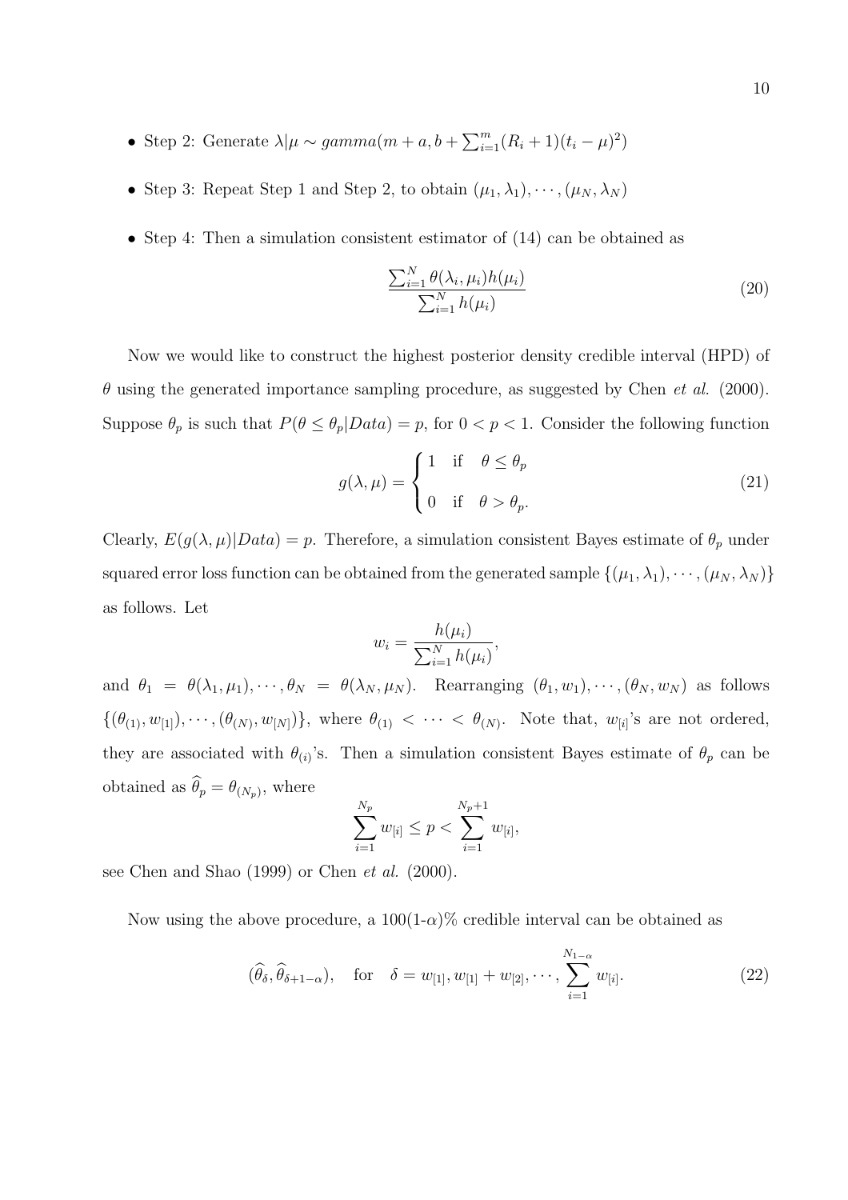- Step 2: Generate $\lambda|\mu \sim gamma(m + a, b + \sum_{i=1}^{m}(R_i + 1)(t_i - \mu)^2)$

- Step 3: Repeat Step 1 and Step 2, to obtain $(\mu_1, \lambda_1), \cdots, (\mu_N, \lambda_N)$

- Step 4: Then a simulation consistent estimator of (14) can be obtained as

$$\frac{\sum_{i=1}^{N} \theta(\lambda_i, \mu_i) h(\mu_i)}{\sum_{i=1}^{N} h(\mu_i)} \tag{20}$$

Now we would like to construct the highest posterior density credible interval (HPD) of $\theta$ using the generated importance sampling procedure, as suggested by Chen *et al.* (2000). Suppose $\theta_p$ is such that $P(\theta \leq \theta_p|Data) = p$, for $0 < p < 1$. Consider the following function

$$g(\lambda, \mu) = \begin{cases} 1 & \text{if} \quad \theta \leq \theta_p \\ 0 & \text{if} \quad \theta > \theta_p. \end{cases} \tag{21}$$

Clearly, $E(g(\lambda, \mu)|Data) = p$. Therefore, a simulation consistent Bayes estimate of $\theta_p$ under squared error loss function can be obtained from the generated sample $\{(\mu_1, \lambda_1), \cdots, (\mu_N, \lambda_N)\}$ as follows. Let

$$w_i = \frac{h(\mu_i)}{\sum_{i=1}^{N} h(\mu_i)},$$

and $\theta_1 = \theta(\lambda_1, \mu_1), \cdots, \theta_N = \theta(\lambda_N, \mu_N)$. Rearranging $(\theta_1, w_1), \cdots, (\theta_N, w_N)$ as follows $\{(\theta_{(1)}, w_{[1]}), \cdots, (\theta_{(N)}, w_{[N]})\}$, where $\theta_{(1)} < \cdots < \theta_{(N)}$. Note that, $w_{[i]}$'s are not ordered, they are associated with $\theta_{(i)}$'s. Then a simulation consistent Bayes estimate of $\theta_p$ can be obtained as $\widehat{\theta}_p = \theta_{(N_p)}$, where

$$\sum_{i=1}^{N_p} w_{[i]} \leq p < \sum_{i=1}^{N_p+1} w_{[i]},$$

see Chen and Shao (1999) or Chen *et al.* (2000).

Now using the above procedure, a $100(1\text{-}\alpha)\%$ credible interval can be obtained as

$$(\widehat{\theta}_\delta, \widehat{\theta}_{\delta+1-\alpha}), \quad \text{for} \quad \delta = w_{[1]}, w_{[1]} + w_{[2]}, \cdots, \sum_{i=1}^{N_{1-\alpha}} w_{[i]}. \tag{22}$$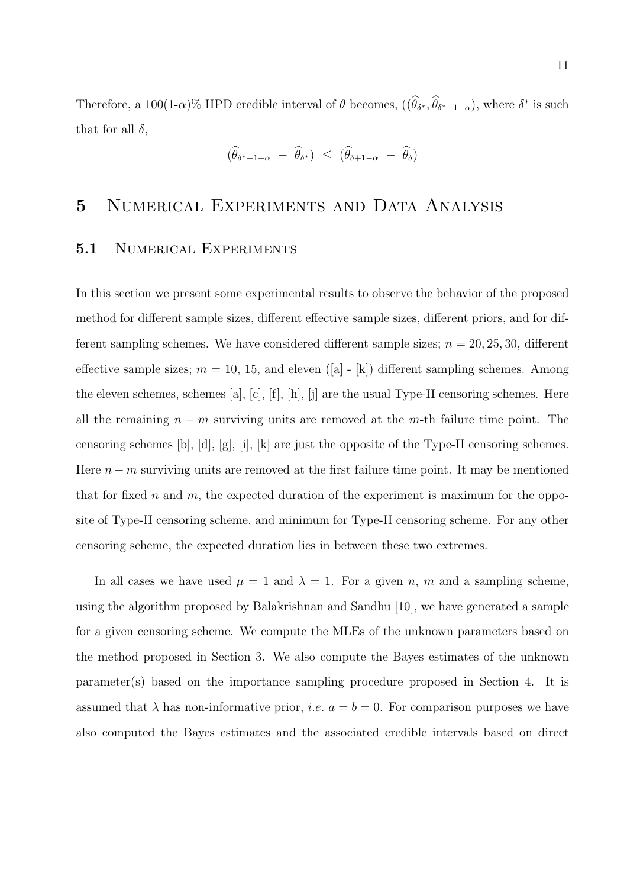Therefore, a 100(1-$\alpha$)% HPD credible interval of $\theta$ becomes, $((\widehat{\theta}_{\delta^*}, \widehat{\theta}_{\delta^*+1-\alpha})$, where $\delta^*$ is such that for all $\delta$,

$$(\widehat{\theta}_{\delta^*+1-\alpha} - \widehat{\theta}_{\delta^*}) \leq (\widehat{\theta}_{\delta+1-\alpha} - \widehat{\theta}_{\delta})$$

# 5 Numerical Experiments and Data Analysis

## 5.1 Numerical Experiments

In this section we present some experimental results to observe the behavior of the proposed method for different sample sizes, different effective sample sizes, different priors, and for different sampling schemes. We have considered different sample sizes; $n = 20, 25, 30$, different effective sample sizes; $m = 10$, 15, and eleven ([a] - [k]) different sampling schemes. Among the eleven schemes, schemes [a], [c], [f], [h], [j] are the usual Type-II censoring schemes. Here all the remaining $n - m$ surviving units are removed at the $m$-th failure time point. The censoring schemes [b], [d], [g], [i], [k] are just the opposite of the Type-II censoring schemes. Here $n - m$ surviving units are removed at the first failure time point. It may be mentioned that for fixed $n$ and $m$, the expected duration of the experiment is maximum for the opposite of Type-II censoring scheme, and minimum for Type-II censoring scheme. For any other censoring scheme, the expected duration lies in between these two extremes.

In all cases we have used $\mu = 1$ and $\lambda = 1$. For a given $n$, $m$ and a sampling scheme, using the algorithm proposed by Balakrishnan and Sandhu [10], we have generated a sample for a given censoring scheme. We compute the MLEs of the unknown parameters based on the method proposed in Section 3. We also compute the Bayes estimates of the unknown parameter(s) based on the importance sampling procedure proposed in Section 4. It is assumed that $\lambda$ has non-informative prior, *i.e.* $a = b = 0$. For comparison purposes we have also computed the Bayes estimates and the associated credible intervals based on direct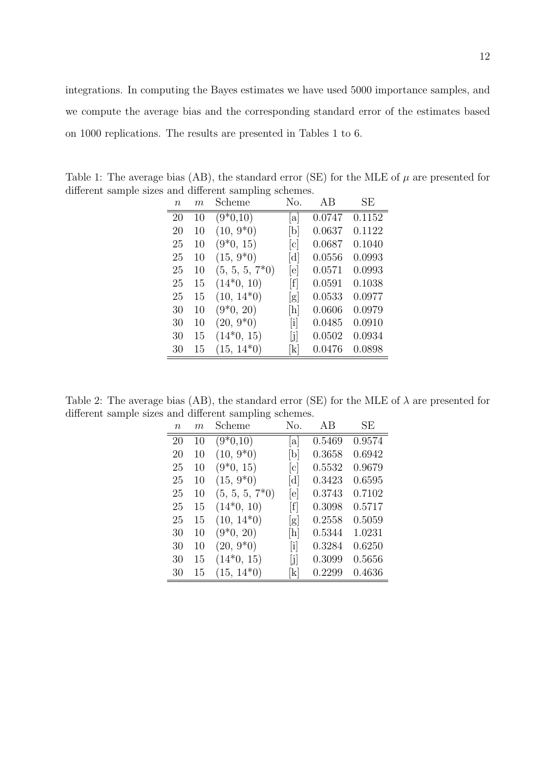integrations. In computing the Bayes estimates we have used 5000 importance samples, and we compute the average bias and the corresponding standard error of the estimates based on 1000 replications. The results are presented in Tables 1 to 6.

Table 1: The average bias (AB), the standard error (SE) for the MLE of $\mu$ are presented for different sample sizes and different sampling schemes.

| $n$ | $m$ | Scheme | No. | AB | SE |
|---|---|---|---|---|---|
| 20 | 10 | (9*0,10) | [a] | 0.0747 | 0.1152 |
| 20 | 10 | (10, 9*0) | [b] | 0.0637 | 0.1122 |
| 25 | 10 | (9*0, 15) | [c] | 0.0687 | 0.1040 |
| 25 | 10 | (15, 9*0) | [d] | 0.0556 | 0.0993 |
| 25 | 10 | (5, 5, 5, 7*0) | [e] | 0.0571 | 0.0993 |
| 25 | 15 | (14*0, 10) | [f] | 0.0591 | 0.1038 |
| 25 | 15 | (10, 14*0) | [g] | 0.0533 | 0.0977 |
| 30 | 10 | (9*0, 20) | [h] | 0.0606 | 0.0979 |
| 30 | 10 | (20, 9*0) | [i] | 0.0485 | 0.0910 |
| 30 | 15 | (14*0, 15) | [j] | 0.0502 | 0.0934 |
| 30 | 15 | (15, 14*0) | [k] | 0.0476 | 0.0898 |

Table 2: The average bias (AB), the standard error (SE) for the MLE of $\lambda$ are presented for different sample sizes and different sampling schemes.

| $n$ | $m$ | Scheme | No. | AB | SE |
|---|---|---|---|---|---|
| 20 | 10 | (9*0,10) | [a] | 0.5469 | 0.9574 |
| 20 | 10 | (10, 9*0) | [b] | 0.3658 | 0.6942 |
| 25 | 10 | (9*0, 15) | [c] | 0.5532 | 0.9679 |
| 25 | 10 | (15, 9*0) | [d] | 0.3423 | 0.6595 |
| 25 | 10 | (5, 5, 5, 7*0) | [e] | 0.3743 | 0.7102 |
| 25 | 15 | (14*0, 10) | [f] | 0.3098 | 0.5717 |
| 25 | 15 | (10, 14*0) | [g] | 0.2558 | 0.5059 |
| 30 | 10 | (9*0, 20) | [h] | 0.5344 | 1.0231 |
| 30 | 10 | (20, 9*0) | [i] | 0.3284 | 0.6250 |
| 30 | 15 | (14*0, 15) | [j] | 0.3099 | 0.5656 |
| 30 | 15 | (15, 14*0) | [k] | 0.2299 | 0.4636 |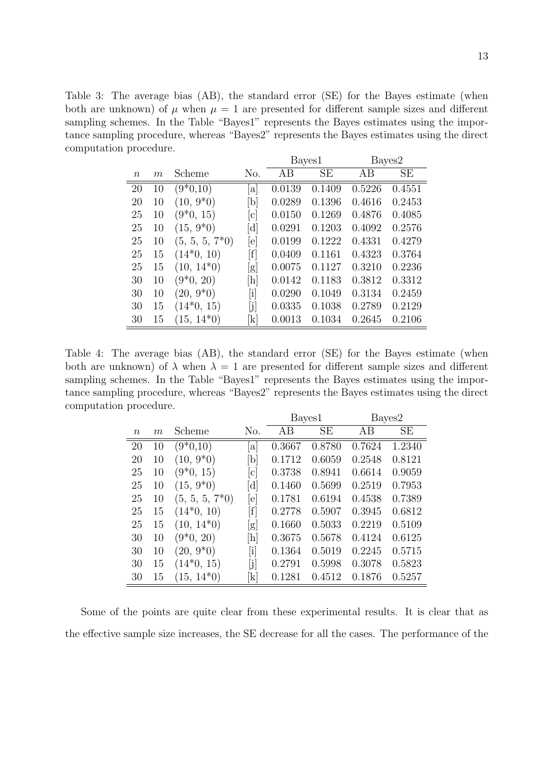Table 3: The average bias (AB), the standard error (SE) for the Bayes estimate (when both are unknown) of $\mu$ when $\mu = 1$ are presented for different sample sizes and different sampling schemes. In the Table "Bayes1" represents the Bayes estimates using the importance sampling procedure, whereas "Bayes2" represents the Bayes estimates using the direct computation procedure.

| | | | | Bayes1 | | Bayes2 | |
|---|---|---|---|---|---|---|---|
| $n$ | $m$ | Scheme | No. | AB | SE | AB | SE |
| 20 | 10 | (9*0,10) | [a] | 0.0139 | 0.1409 | 0.5226 | 0.4551 |
| 20 | 10 | (10, 9*0) | [b] | 0.0289 | 0.1396 | 0.4616 | 0.2453 |
| 25 | 10 | (9*0, 15) | [c] | 0.0150 | 0.1269 | 0.4876 | 0.4085 |
| 25 | 10 | (15, 9*0) | [d] | 0.0291 | 0.1203 | 0.4092 | 0.2576 |
| 25 | 10 | (5, 5, 5, 7*0) | [e] | 0.0199 | 0.1222 | 0.4331 | 0.4279 |
| 25 | 15 | (14*0, 10) | [f] | 0.0409 | 0.1161 | 0.4323 | 0.3764 |
| 25 | 15 | (10, 14*0) | [g] | 0.0075 | 0.1127 | 0.3210 | 0.2236 |
| 30 | 10 | (9*0, 20) | [h] | 0.0142 | 0.1183 | 0.3812 | 0.3312 |
| 30 | 10 | (20, 9*0) | [i] | 0.0290 | 0.1049 | 0.3134 | 0.2459 |
| 30 | 15 | (14*0, 15) | [j] | 0.0335 | 0.1038 | 0.2789 | 0.2129 |
| 30 | 15 | (15, 14*0) | [k] | 0.0013 | 0.1034 | 0.2645 | 0.2106 |

Table 4: The average bias (AB), the standard error (SE) for the Bayes estimate (when both are unknown) of $\lambda$ when $\lambda = 1$ are presented for different sample sizes and different sampling schemes. In the Table "Bayes1" represents the Bayes estimates using the importance sampling procedure, whereas "Bayes2" represents the Bayes estimates using the direct computation procedure.

| | | | | Bayes1 | | Bayes2 | |
|---|---|---|---|---|---|---|---|
| $n$ | $m$ | Scheme | No. | AB | SE | AB | SE |
| 20 | 10 | (9*0,10) | [a] | 0.3667 | 0.8780 | 0.7624 | 1.2340 |
| 20 | 10 | (10, 9*0) | [b] | 0.1712 | 0.6059 | 0.2548 | 0.8121 |
| 25 | 10 | (9*0, 15) | [c] | 0.3738 | 0.8941 | 0.6614 | 0.9059 |
| 25 | 10 | (15, 9*0) | [d] | 0.1460 | 0.5699 | 0.2519 | 0.7953 |
| 25 | 10 | (5, 5, 5, 7*0) | [e] | 0.1781 | 0.6194 | 0.4538 | 0.7389 |
| 25 | 15 | (14*0, 10) | [f] | 0.2778 | 0.5907 | 0.3945 | 0.6812 |
| 25 | 15 | (10, 14*0) | [g] | 0.1660 | 0.5033 | 0.2219 | 0.5109 |
| 30 | 10 | (9*0, 20) | [h] | 0.3675 | 0.5678 | 0.4124 | 0.6125 |
| 30 | 10 | (20, 9*0) | [i] | 0.1364 | 0.5019 | 0.2245 | 0.5715 |
| 30 | 15 | (14*0, 15) | [j] | 0.2791 | 0.5998 | 0.3078 | 0.5823 |
| 30 | 15 | (15, 14*0) | [k] | 0.1281 | 0.4512 | 0.1876 | 0.5257 |

Some of the points are quite clear from these experimental results. It is clear that as the effective sample size increases, the SE decrease for all the cases. The performance of the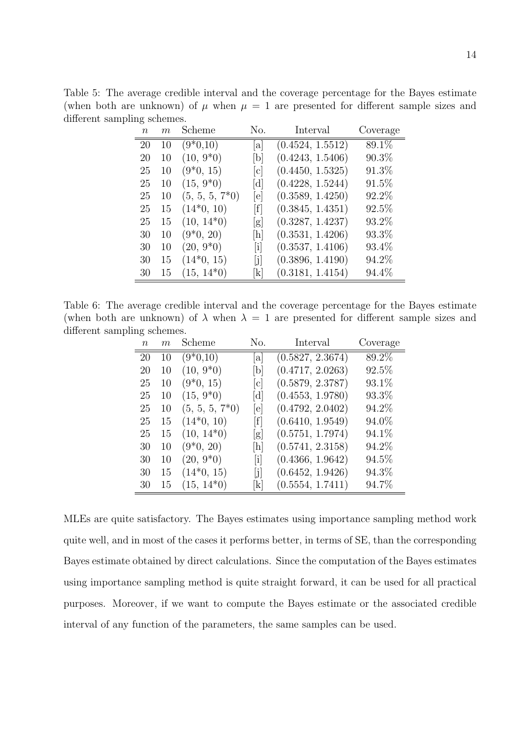Table 5: The average credible interval and the coverage percentage for the Bayes estimate (when both are unknown) of $\mu$ when $\mu = 1$ are presented for different sample sizes and different sampling schemes.

| $n$ | $m$ | Scheme | No. | Interval | Coverage |
|---|---|---|---|---|---|
| 20 | 10 | (9*0,10) | [a] | (0.4524, 1.5512) | 89.1% |
| 20 | 10 | (10, 9*0) | [b] | (0.4243, 1.5406) | 90.3% |
| 25 | 10 | (9*0, 15) | [c] | (0.4450, 1.5325) | 91.3% |
| 25 | 10 | (15, 9*0) | [d] | (0.4228, 1.5244) | 91.5% |
| 25 | 10 | (5, 5, 5, 7*0) | [e] | (0.3589, 1.4250) | 92.2% |
| 25 | 15 | (14*0, 10) | [f] | (0.3845, 1.4351) | 92.5% |
| 25 | 15 | (10, 14*0) | [g] | (0.3287, 1.4237) | 93.2% |
| 30 | 10 | (9*0, 20) | [h] | (0.3531, 1.4206) | 93.3% |
| 30 | 10 | (20, 9*0) | [i] | (0.3537, 1.4106) | 93.4% |
| 30 | 15 | (14*0, 15) | [j] | (0.3896, 1.4190) | 94.2% |
| 30 | 15 | (15, 14*0) | [k] | (0.3181, 1.4154) | 94.4% |

Table 6: The average credible interval and the coverage percentage for the Bayes estimate (when both are unknown) of $\lambda$ when $\lambda = 1$ are presented for different sample sizes and different sampling schemes.

| $n$ | $m$ | Scheme | No. | Interval | Coverage |
|---|---|---|---|---|---|
| 20 | 10 | (9*0,10) | [a] | (0.5827, 2.3674) | 89.2% |
| 20 | 10 | (10, 9*0) | [b] | (0.4717, 2.0263) | 92.5% |
| 25 | 10 | (9*0, 15) | [c] | (0.5879, 2.3787) | 93.1% |
| 25 | 10 | (15, 9*0) | [d] | (0.4553, 1.9780) | 93.3% |
| 25 | 10 | (5, 5, 5, 7*0) | [e] | (0.4792, 2.0402) | 94.2% |
| 25 | 15 | (14*0, 10) | [f] | (0.6410, 1.9549) | 94.0% |
| 25 | 15 | (10, 14*0) | [g] | (0.5751, 1.7974) | 94.1% |
| 30 | 10 | (9*0, 20) | [h] | (0.5741, 2.3158) | 94.2% |
| 30 | 10 | (20, 9*0) | [i] | (0.4366, 1.9642) | 94.5% |
| 30 | 15 | (14*0, 15) | [j] | (0.6452, 1.9426) | 94.3% |
| 30 | 15 | (15, 14*0) | [k] | (0.5554, 1.7411) | 94.7% |

MLEs are quite satisfactory. The Bayes estimates using importance sampling method work quite well, and in most of the cases it performs better, in terms of SE, than the corresponding Bayes estimate obtained by direct calculations. Since the computation of the Bayes estimates using importance sampling method is quite straight forward, it can be used for all practical purposes. Moreover, if we want to compute the Bayes estimate or the associated credible interval of any function of the parameters, the same samples can be used.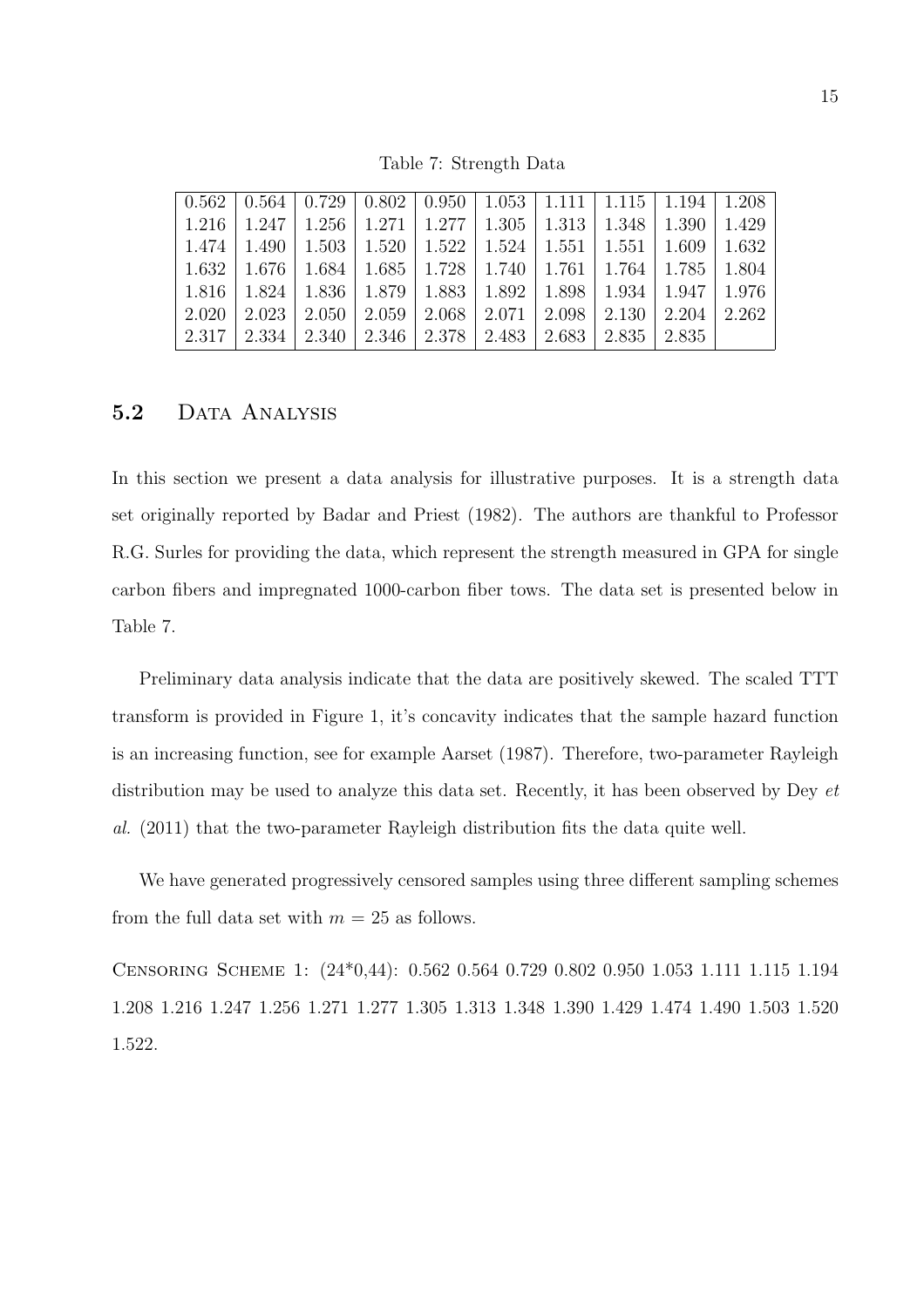Table 7: Strength Data

| | | | | | | | | | |
|---|---|---|---|---|---|---|---|---|---|
| 0.562 | 0.564 | 0.729 | 0.802 | 0.950 | 1.053 | 1.111 | 1.115 | 1.194 | 1.208 |
| 1.216 | 1.247 | 1.256 | 1.271 | 1.277 | 1.305 | 1.313 | 1.348 | 1.390 | 1.429 |
| 1.474 | 1.490 | 1.503 | 1.520 | 1.522 | 1.524 | 1.551 | 1.551 | 1.609 | 1.632 |
| 1.632 | 1.676 | 1.684 | 1.685 | 1.728 | 1.740 | 1.761 | 1.764 | 1.785 | 1.804 |
| 1.816 | 1.824 | 1.836 | 1.879 | 1.883 | 1.892 | 1.898 | 1.934 | 1.947 | 1.976 |
| 2.020 | 2.023 | 2.050 | 2.059 | 2.068 | 2.071 | 2.098 | 2.130 | 2.204 | 2.262 |
| 2.317 | 2.334 | 2.340 | 2.346 | 2.378 | 2.483 | 2.683 | 2.835 | 2.835 | |

## 5.2 Data Analysis

In this section we present a data analysis for illustrative purposes. It is a strength data set originally reported by Badar and Priest (1982). The authors are thankful to Professor R.G. Surles for providing the data, which represent the strength measured in GPA for single carbon fibers and impregnated 1000-carbon fiber tows. The data set is presented below in Table 7.

Preliminary data analysis indicate that the data are positively skewed. The scaled TTT transform is provided in Figure 1, it's concavity indicates that the sample hazard function is an increasing function, see for example Aarset (1987). Therefore, two-parameter Rayleigh distribution may be used to analyze this data set. Recently, it has been observed by Dey *et al.* (2011) that the two-parameter Rayleigh distribution fits the data quite well.

We have generated progressively censored samples using three different sampling schemes from the full data set with $m = 25$ as follows.

Censoring Scheme 1: (24*0,44): 0.562 0.564 0.729 0.802 0.950 1.053 1.111 1.115 1.194 1.208 1.216 1.247 1.256 1.271 1.277 1.305 1.313 1.348 1.390 1.429 1.474 1.490 1.503 1.520 1.522.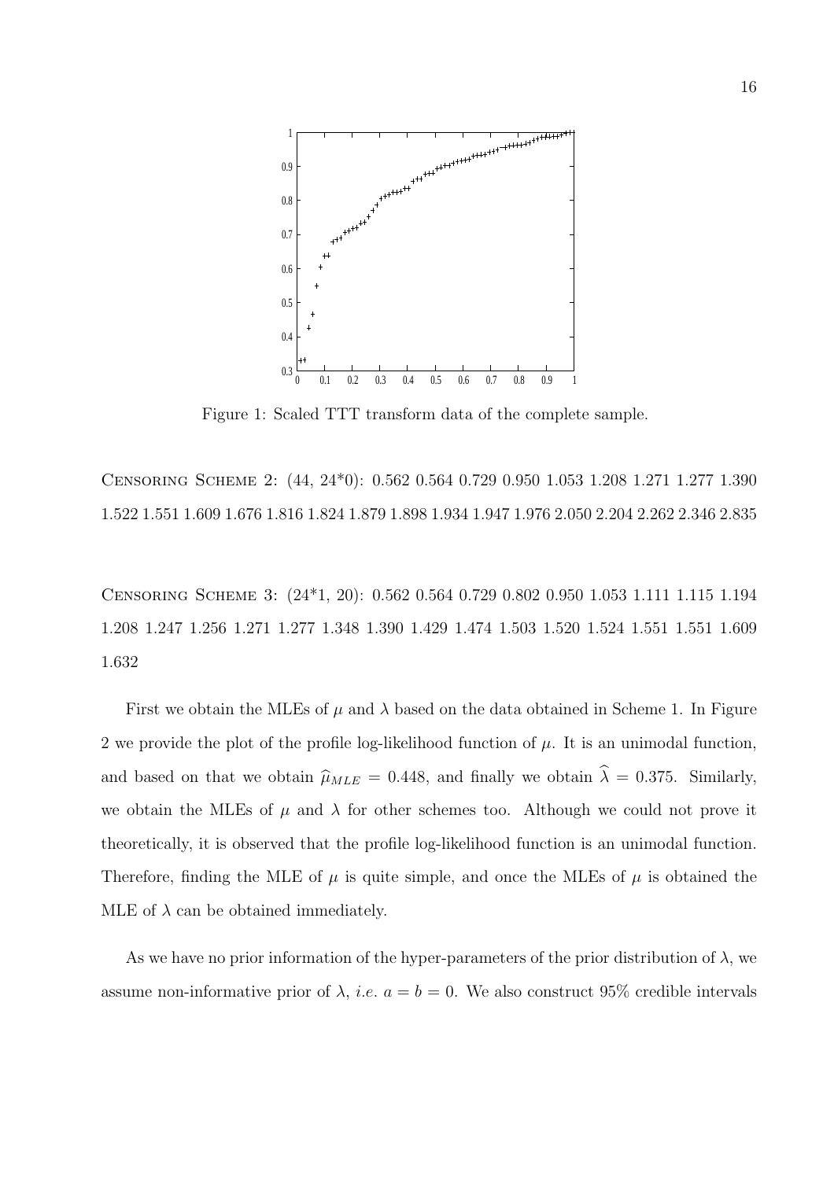Figure 1: Scaled TTT transform data of the complete sample.

Censoring Scheme 2: (44, 24*0): 0.562 0.564 0.729 0.950 1.053 1.208 1.271 1.277 1.390 1.522 1.551 1.609 1.676 1.816 1.824 1.879 1.898 1.934 1.947 1.976 2.050 2.204 2.262 2.346 2.835

Censoring Scheme 3: (24*1, 20): 0.562 0.564 0.729 0.802 0.950 1.053 1.111 1.115 1.194 1.208 1.247 1.256 1.271 1.277 1.348 1.390 1.429 1.474 1.503 1.520 1.524 1.551 1.551 1.609 1.632

First we obtain the MLEs of $\mu$ and $\lambda$ based on the data obtained in Scheme 1. In Figure 2 we provide the plot of the profile log-likelihood function of $\mu$. It is an unimodal function, and based on that we obtain $\widehat{\mu}_{MLE} = 0.448$, and finally we obtain $\widehat{\lambda} = 0.375$. Similarly, we obtain the MLEs of $\mu$ and $\lambda$ for other schemes too. Although we could not prove it theoretically, it is observed that the profile log-likelihood function is an unimodal function. Therefore, finding the MLE of $\mu$ is quite simple, and once the MLEs of $\mu$ is obtained the MLE of $\lambda$ can be obtained immediately.

As we have no prior information of the hyper-parameters of the prior distribution of $\lambda$, we assume non-informative prior of $\lambda$, *i.e.* $a = b = 0$. We also construct 95% credible intervals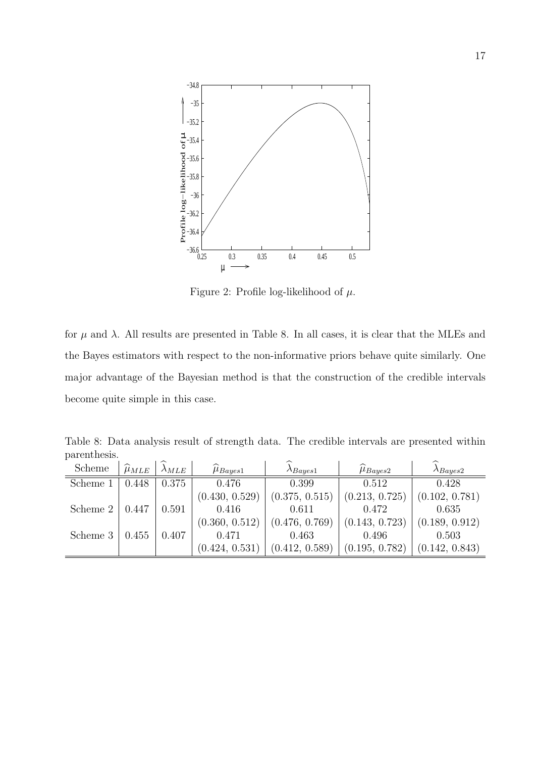Figure 2: Profile log-likelihood of $\mu$.

for $\mu$ and $\lambda$. All results are presented in Table 8. In all cases, it is clear that the MLEs and the Bayes estimators with respect to the non-informative priors behave quite similarly. One major advantage of the Bayesian method is that the construction of the credible intervals become quite simple in this case.

Table 8: Data analysis result of strength data. The credible intervals are presented within parenthesis.

| Scheme | $\widehat{\mu}_{MLE}$ | $\widehat{\lambda}_{MLE}$ | $\widehat{\mu}_{Bayes1}$ | $\widehat{\lambda}_{Bayes1}$ | $\widehat{\mu}_{Bayes2}$ | $\widehat{\lambda}_{Bayes2}$ |
|---|---|---|---|---|---|---|
| Scheme 1 | 0.448 | 0.375 | 0.476 | 0.399 | 0.512 | 0.428 |
| | | | (0.430, 0.529) | (0.375, 0.515) | (0.213, 0.725) | (0.102, 0.781) |
| Scheme 2 | 0.447 | 0.591 | 0.416 | 0.611 | 0.472 | 0.635 |
| | | | (0.360, 0.512) | (0.476, 0.769) | (0.143, 0.723) | (0.189, 0.912) |
| Scheme 3 | 0.455 | 0.407 | 0.471 | 0.463 | 0.496 | 0.503 |
| | | | (0.424, 0.531) | (0.412, 0.589) | (0.195, 0.782) | (0.142, 0.843) |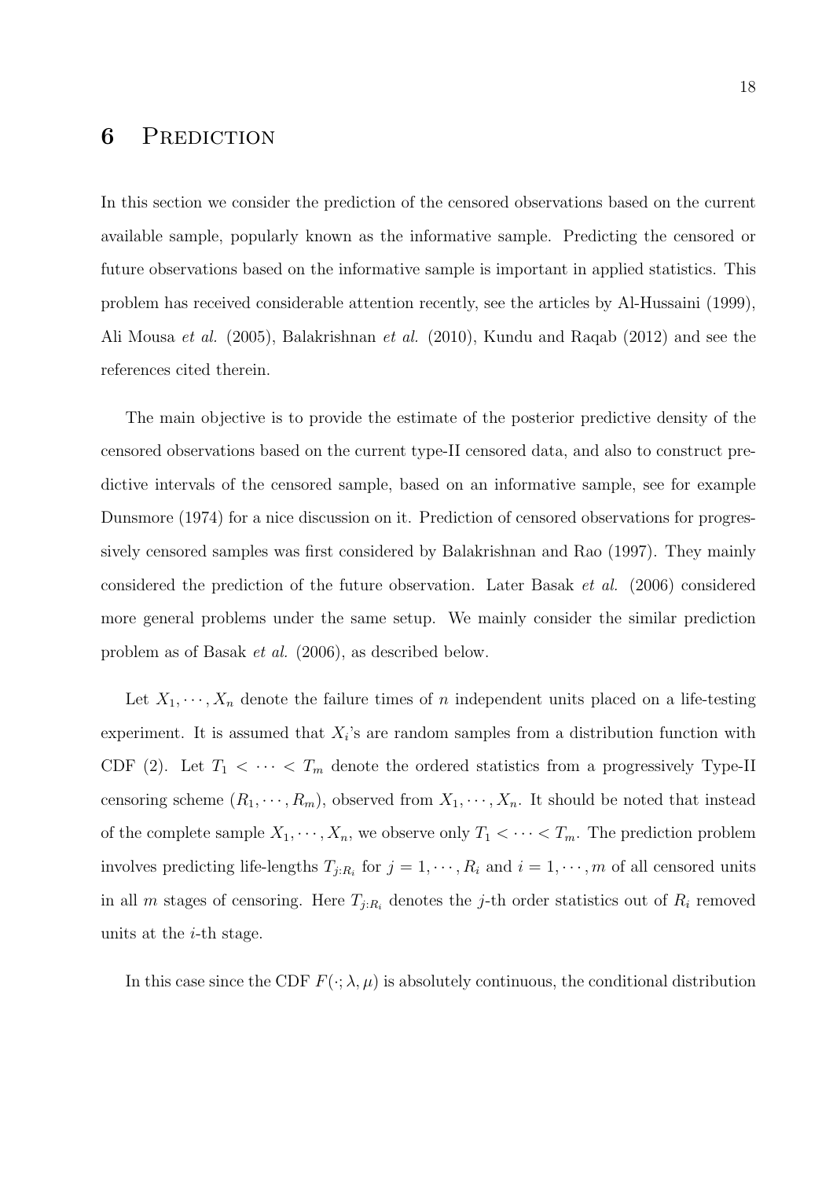# 6 Prediction

In this section we consider the prediction of the censored observations based on the current available sample, popularly known as the informative sample. Predicting the censored or future observations based on the informative sample is important in applied statistics. This problem has received considerable attention recently, see the articles by Al-Hussaini (1999), Ali Mousa *et al.* (2005), Balakrishnan *et al.* (2010), Kundu and Raqab (2012) and see the references cited therein.

The main objective is to provide the estimate of the posterior predictive density of the censored observations based on the current type-II censored data, and also to construct predictive intervals of the censored sample, based on an informative sample, see for example Dunsmore (1974) for a nice discussion on it. Prediction of censored observations for progressively censored samples was first considered by Balakrishnan and Rao (1997). They mainly considered the prediction of the future observation. Later Basak *et al.* (2006) considered more general problems under the same setup. We mainly consider the similar prediction problem as of Basak *et al.* (2006), as described below.

Let $X_1, \cdots, X_n$ denote the failure times of $n$ independent units placed on a life-testing experiment. It is assumed that $X_i$'s are random samples from a distribution function with CDF (2). Let $T_1 < \cdots < T_m$ denote the ordered statistics from a progressively Type-II censoring scheme $(R_1, \cdots, R_m)$, observed from $X_1, \cdots, X_n$. It should be noted that instead of the complete sample $X_1, \cdots, X_n$, we observe only $T_1 < \cdots < T_m$. The prediction problem involves predicting life-lengths $T_{j:R_i}$ for $j = 1, \cdots, R_i$ and $i = 1, \cdots, m$ of all censored units in all $m$ stages of censoring. Here $T_{j:R_i}$ denotes the $j$-th order statistics out of $R_i$ removed units at the $i$-th stage.

In this case since the CDF $F(\cdot; \lambda, \mu)$ is absolutely continuous, the conditional distribution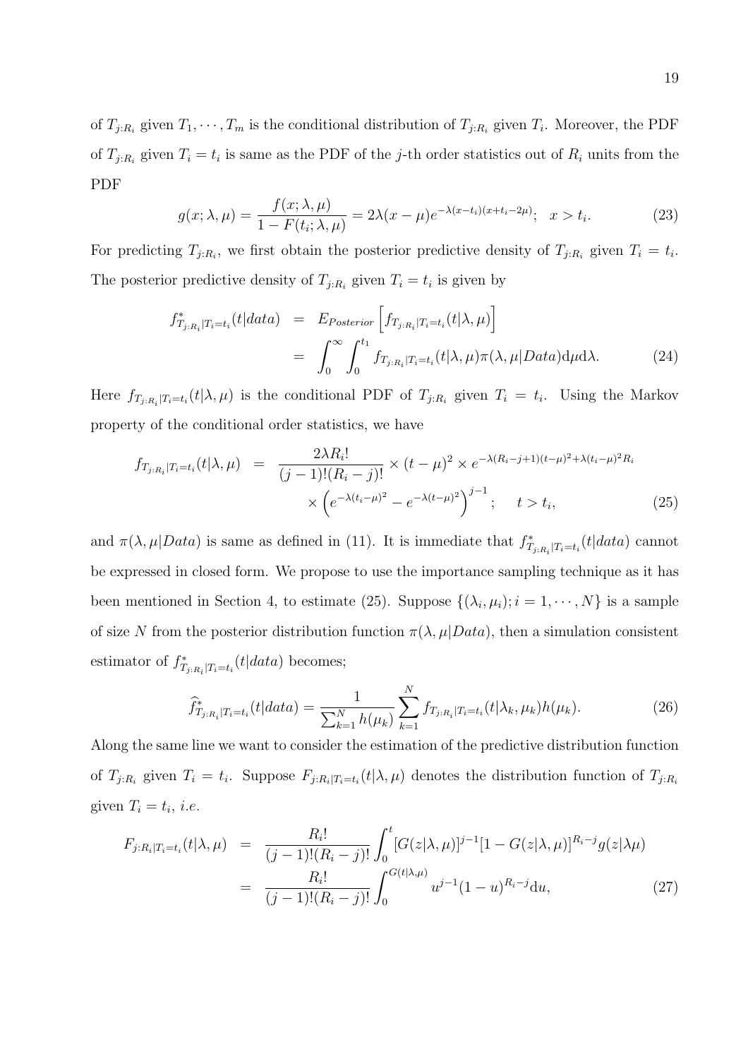of $T_{j:R_i}$ given $T_1, \cdots, T_m$ is the conditional distribution of $T_{j:R_i}$ given $T_i$. Moreover, the PDF of $T_{j:R_i}$ given $T_i = t_i$ is same as the PDF of the $j$-th order statistics out of $R_i$ units from the PDF

$$g(x; \lambda, \mu) = \frac{f(x; \lambda, \mu)}{1 - F(t_i; \lambda, \mu)} = 2\lambda(x - \mu)e^{-\lambda(x - t_i)(x + t_i - 2\mu)}; \quad x > t_i. \tag{23}$$

For predicting $T_{j:R_i}$, we first obtain the posterior predictive density of $T_{j:R_i}$ given $T_i = t_i$. The posterior predictive density of $T_{j:R_i}$ given $T_i = t_i$ is given by

$$\begin{aligned} f^*_{T_{j:R_i}|T_i=t_i}(t|data) &= E_{Posterior}\left[f_{T_{j:R_i}|T_i=t_i}(t|\lambda, \mu)\right] \\ &= \int_0^\infty \int_0^{t_1} f_{T_{j:R_i}|T_i=t_i}(t|\lambda, \mu)\pi(\lambda, \mu|Data)\mathrm{d}\mu\mathrm{d}\lambda. \end{aligned} \tag{24}$$

Here $f_{T_{j:R_i}|T_i=t_i}(t|\lambda, \mu)$ is the conditional PDF of $T_{j:R_i}$ given $T_i = t_i$. Using the Markov property of the conditional order statistics, we have

$$\begin{aligned} f_{T_{j:R_i}|T_i=t_i}(t|\lambda, \mu) &= \frac{2\lambda R_i!}{(j-1)!(R_i - j)!} \times (t - \mu)^2 \times e^{-\lambda(R_i - j + 1)(t-\mu)^2 + \lambda(t_i - \mu)^2 R_i} \\ &\quad \times \left(e^{-\lambda(t_i - \mu)^2} - e^{-\lambda(t-\mu)^2}\right)^{j-1}; \quad t > t_i, \end{aligned} \tag{25}$$

and $\pi(\lambda, \mu|Data)$ is same as defined in (11). It is immediate that $f^*_{T_{j:R_i}|T_i=t_i}(t|data)$ cannot be expressed in closed form. We propose to use the importance sampling technique as it has been mentioned in Section 4, to estimate (25). Suppose $\{(\lambda_i, \mu_i); i = 1, \cdots, N\}$ is a sample of size $N$ from the posterior distribution function $\pi(\lambda, \mu|Data)$, then a simulation consistent estimator of $f^*_{T_{j:R_i}|T_i=t_i}(t|data)$ becomes;

$$\widehat{f}^*_{T_{j:R_i}|T_i=t_i}(t|data) = \frac{1}{\sum_{k=1}^N h(\mu_k)} \sum_{k=1}^N f_{T_{j:R_i}|T_i=t_i}(t|\lambda_k, \mu_k)h(\mu_k). \tag{26}$$

Along the same line we want to consider the estimation of the predictive distribution function of $T_{j:R_i}$ given $T_i = t_i$. Suppose $F_{j:R_i|T_i=t_i}(t|\lambda, \mu)$ denotes the distribution function of $T_{j:R_i}$ given $T_i = t_i$, *i.e.*

$$\begin{aligned} F_{j:R_i|T_i=t_i}(t|\lambda, \mu) &= \frac{R_i!}{(j-1)!(R_i - j)!} \int_0^t [G(z|\lambda, \mu)]^{j-1}[1 - G(z|\lambda, \mu)]^{R_i - j} g(z|\lambda\mu) \\ &= \frac{R_i!}{(j-1)!(R_i - j)!} \int_0^{G(t|\lambda, \mu)} u^{j-1}(1-u)^{R_i - j}\mathrm{d}u, \end{aligned} \tag{27}$$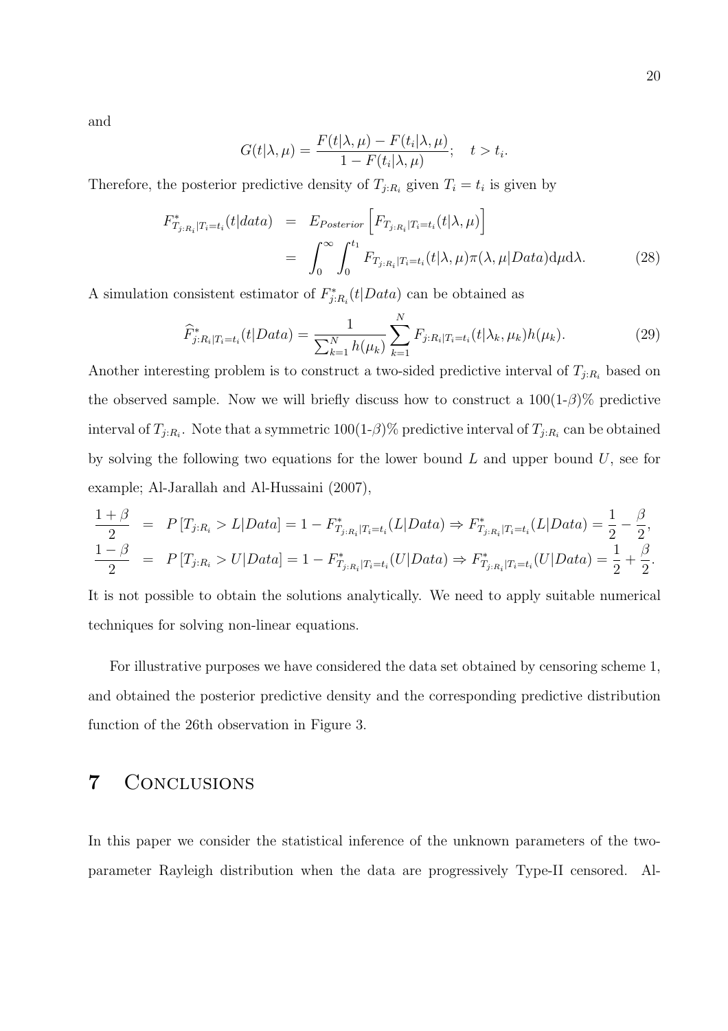and

$$G(t|\lambda, \mu) = \frac{F(t|\lambda, \mu) - F(t_i|\lambda, \mu)}{1 - F(t_i|\lambda, \mu)}; \quad t > t_i.$$

Therefore, the posterior predictive density of $T_{j:R_i}$ given $T_i = t_i$ is given by

$$\begin{aligned} F^*_{T_{j:R_i}|T_i=t_i}(t|data) &= E_{Posterior}\left[F_{T_{j:R_i}|T_i=t_i}(t|\lambda, \mu)\right] \\ &= \int_0^\infty \int_0^{t_1} F_{T_{j:R_i}|T_i=t_i}(t|\lambda, \mu)\pi(\lambda, \mu|Data)\mathrm{d}\mu\mathrm{d}\lambda. \end{aligned} \tag{28}$$

A simulation consistent estimator of $F^*_{j:R_i}(t|Data)$ can be obtained as

$$\widehat{F}^*_{j:R_i|T_i=t_i}(t|Data) = \frac{1}{\sum_{k=1}^N h(\mu_k)} \sum_{k=1}^N F_{j:R_i|T_i=t_i}(t|\lambda_k, \mu_k)h(\mu_k). \tag{29}$$

Another interesting problem is to construct a two-sided predictive interval of $T_{j:R_i}$ based on the observed sample. Now we will briefly discuss how to construct a 100(1-$\beta$)% predictive interval of $T_{j:R_i}$. Note that a symmetric 100(1-$\beta$)% predictive interval of $T_{j:R_i}$ can be obtained by solving the following two equations for the lower bound $L$ and upper bound $U$, see for example; Al-Jarallah and Al-Hussaini (2007),

$$\begin{aligned} \frac{1+\beta}{2} &= P\left[T_{j:R_i} > L|Data\right] = 1 - F^*_{T_{j:R_i}|T_i=t_i}(L|Data) \Rightarrow F^*_{T_{j:R_i}|T_i=t_i}(L|Data) = \frac{1}{2} - \frac{\beta}{2}, \\ \frac{1-\beta}{2} &= P\left[T_{j:R_i} > U|Data\right] = 1 - F^*_{T_{j:R_i}|T_i=t_i}(U|Data) \Rightarrow F^*_{T_{j:R_i}|T_i=t_i}(U|Data) = \frac{1}{2} + \frac{\beta}{2}. \end{aligned}$$

It is not possible to obtain the solutions analytically. We need to apply suitable numerical techniques for solving non-linear equations.

For illustrative purposes we have considered the data set obtained by censoring scheme 1, and obtained the posterior predictive density and the corresponding predictive distribution function of the 26th observation in Figure 3.

## 7 Conclusions

In this paper we consider the statistical inference of the unknown parameters of the two-parameter Rayleigh distribution when the data are progressively Type-II censored. Al-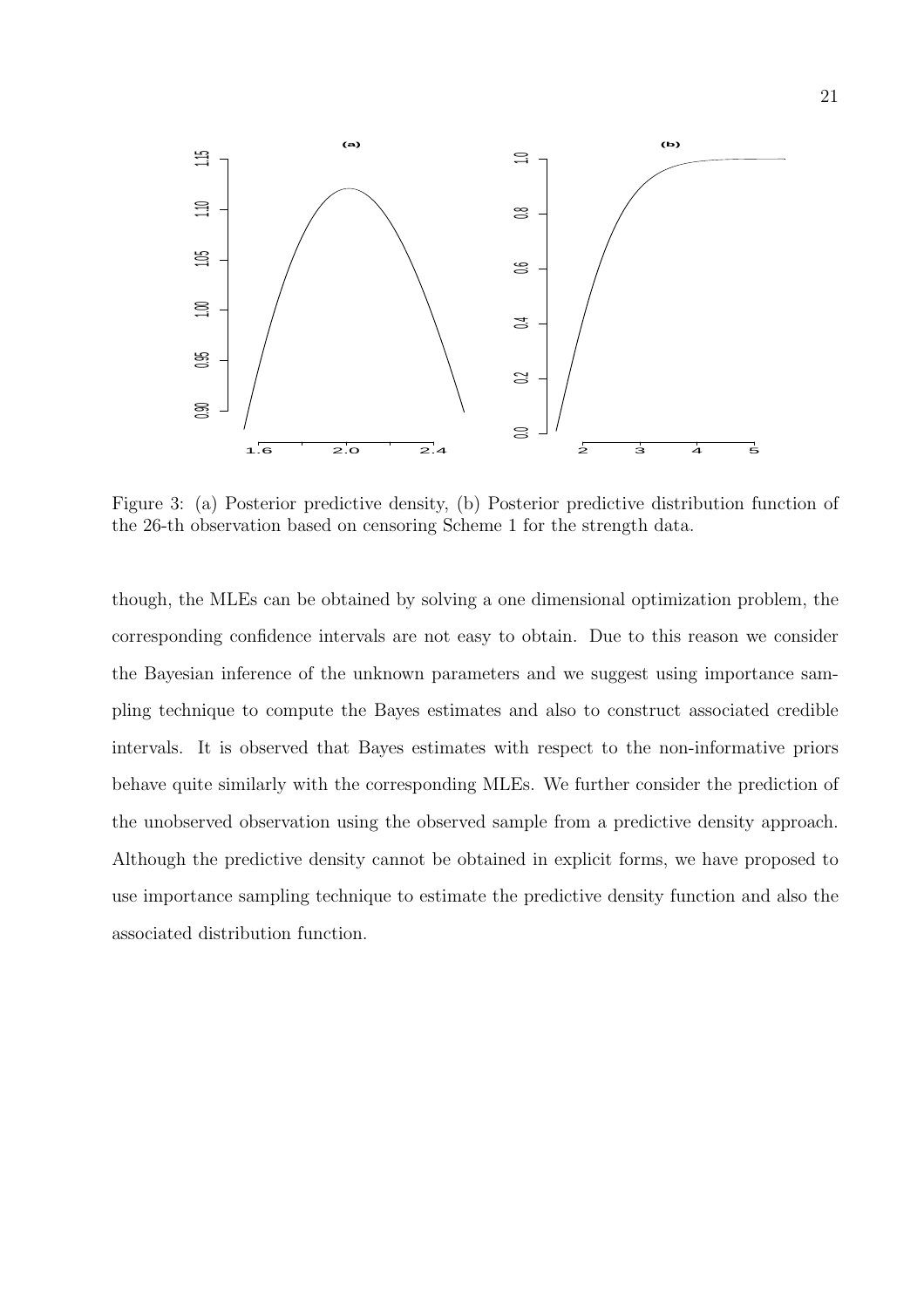Figure 3: (a) Posterior predictive density, (b) Posterior predictive distribution function of the 26-th observation based on censoring Scheme 1 for the strength data.

though, the MLEs can be obtained by solving a one dimensional optimization problem, the corresponding confidence intervals are not easy to obtain. Due to this reason we consider the Bayesian inference of the unknown parameters and we suggest using importance sampling technique to compute the Bayes estimates and also to construct associated credible intervals. It is observed that Bayes estimates with respect to the non-informative priors behave quite similarly with the corresponding MLEs. We further consider the prediction of the unobserved observation using the observed sample from a predictive density approach. Although the predictive density cannot be obtained in explicit forms, we have proposed to use importance sampling technique to estimate the predictive density function and also the associated distribution function.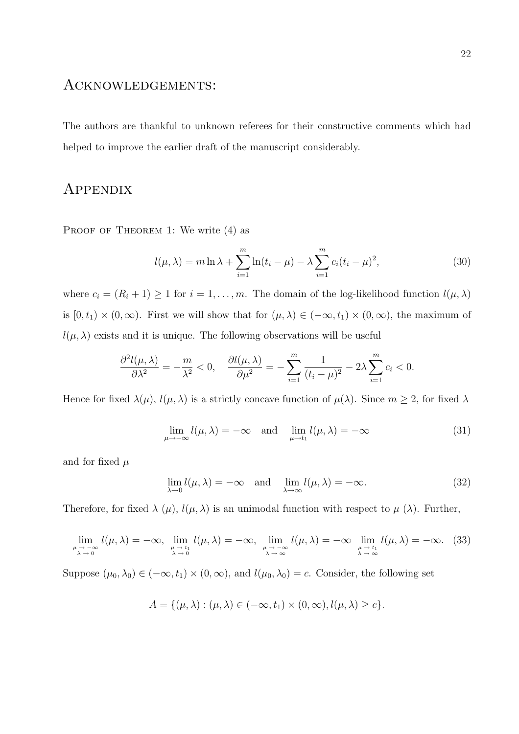## Acknowledgements:

The authors are thankful to unknown referees for their constructive comments which had helped to improve the earlier draft of the manuscript considerably.

## Appendix

Proof of Theorem 1: We write (4) as

$$l(\mu, \lambda) = m \ln \lambda + \sum_{i=1}^{m} \ln(t_i - \mu) - \lambda \sum_{i=1}^{m} c_i (t_i - \mu)^2, \tag{30}$$

where $c_i = (R_i + 1) \geq 1$ for $i = 1, \ldots, m$. The domain of the log-likelihood function $l(\mu, \lambda)$ is $[0, t_1) \times (0, \infty)$. First we will show that for $(\mu, \lambda) \in (-\infty, t_1) \times (0, \infty)$, the maximum of $l(\mu, \lambda)$ exists and it is unique. The following observations will be useful

$$\frac{\partial^2 l(\mu, \lambda)}{\partial \lambda^2} = -\frac{m}{\lambda^2} < 0, \quad \frac{\partial l(\mu, \lambda)}{\partial \mu^2} = -\sum_{i=1}^{m} \frac{1}{(t_i - \mu)^2} - 2\lambda \sum_{i=1}^{m} c_i < 0.$$

Hence for fixed $\lambda(\mu)$, $l(\mu, \lambda)$ is a strictly concave function of $\mu(\lambda)$. Since $m \geq 2$, for fixed $\lambda$

$$\lim_{\mu \to -\infty} l(\mu, \lambda) = -\infty \quad \text{and} \quad \lim_{\mu \to t_1} l(\mu, \lambda) = -\infty \tag{31}$$

and for fixed $\mu$

$$\lim_{\lambda \to 0} l(\mu, \lambda) = -\infty \quad \text{and} \quad \lim_{\lambda \to \infty} l(\mu, \lambda) = -\infty. \tag{32}$$

Therefore, for fixed $\lambda$ $(\mu)$, $l(\mu, \lambda)$ is an unimodal function with respect to $\mu$ $(\lambda)$. Further,

$$\lim_{\substack{\mu \to -\infty \\ \lambda \to 0}} l(\mu, \lambda) = -\infty, \; \lim_{\substack{\mu \to t_1 \\ \lambda \to 0}} l(\mu, \lambda) = -\infty, \; \lim_{\substack{\mu \to -\infty \\ \lambda \to \infty}} l(\mu, \lambda) = -\infty \; \lim_{\substack{\mu \to t_1 \\ \lambda \to \infty}} l(\mu, \lambda) = -\infty. \tag{33}$$

Suppose $(\mu_0, \lambda_0) \in (-\infty, t_1) \times (0, \infty)$, and $l(\mu_0, \lambda_0) = c$. Consider, the following set

$$A = \{(\mu, \lambda) : (\mu, \lambda) \in (-\infty, t_1) \times (0, \infty), l(\mu, \lambda) \geq c\}.$$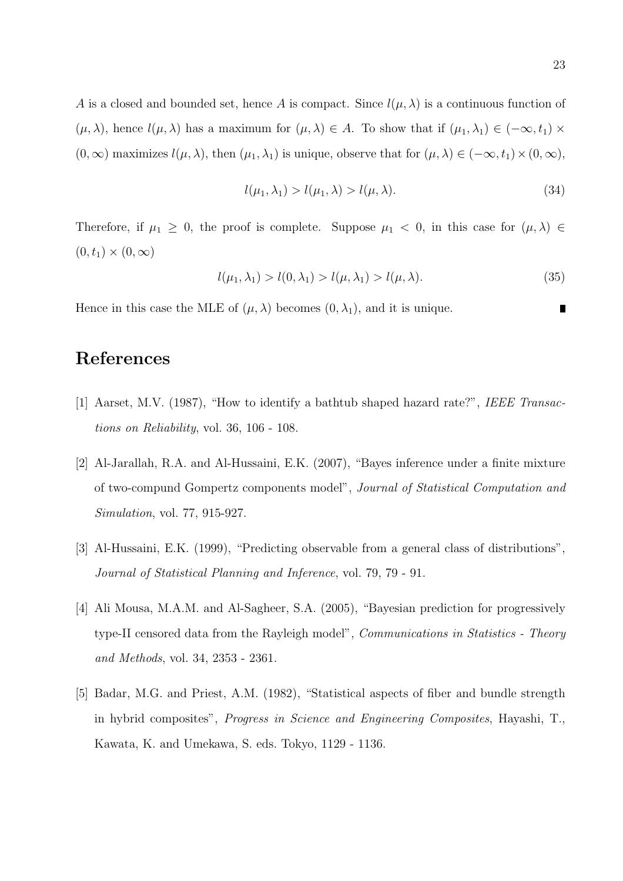$A$ is a closed and bounded set, hence $A$ is compact. Since $l(\mu, \lambda)$ is a continuous function of $(\mu, \lambda)$, hence $l(\mu, \lambda)$ has a maximum for $(\mu, \lambda) \in A$. To show that if $(\mu_1, \lambda_1) \in (-\infty, t_1) \times (0, \infty)$ maximizes $l(\mu, \lambda)$, then $(\mu_1, \lambda_1)$ is unique, observe that for $(\mu, \lambda) \in (-\infty, t_1) \times (0, \infty)$,

$$l(\mu_1, \lambda_1) > l(\mu_1, \lambda) > l(\mu, \lambda). \tag{34}$$

Therefore, if $\mu_1 \geq 0$, the proof is complete. Suppose $\mu_1 < 0$, in this case for $(\mu, \lambda) \in (0, t_1) \times (0, \infty)$

$$l(\mu_1, \lambda_1) > l(0, \lambda_1) > l(\mu, \lambda_1) > l(\mu, \lambda). \tag{35}$$

Hence in this case the MLE of $(\mu, \lambda)$ becomes $(0, \lambda_1)$, and it is unique. ∎

# References

[1] Aarset, M.V. (1987), "How to identify a bathtub shaped hazard rate?", *IEEE Transactions on Reliability*, vol. 36, 106 - 108.

[2] Al-Jarallah, R.A. and Al-Hussaini, E.K. (2007), "Bayes inference under a finite mixture of two-compund Gompertz components model", *Journal of Statistical Computation and Simulation*, vol. 77, 915-927.

[3] Al-Hussaini, E.K. (1999), "Predicting observable from a general class of distributions", *Journal of Statistical Planning and Inference*, vol. 79, 79 - 91.

[4] Ali Mousa, M.A.M. and Al-Sagheer, S.A. (2005), "Bayesian prediction for progressively type-II censored data from the Rayleigh model", *Communications in Statistics - Theory and Methods*, vol. 34, 2353 - 2361.

[5] Badar, M.G. and Priest, A.M. (1982), "Statistical aspects of fiber and bundle strength in hybrid composites", *Progress in Science and Engineering Composites*, Hayashi, T., Kawata, K. and Umekawa, S. eds. Tokyo, 1129 - 1136.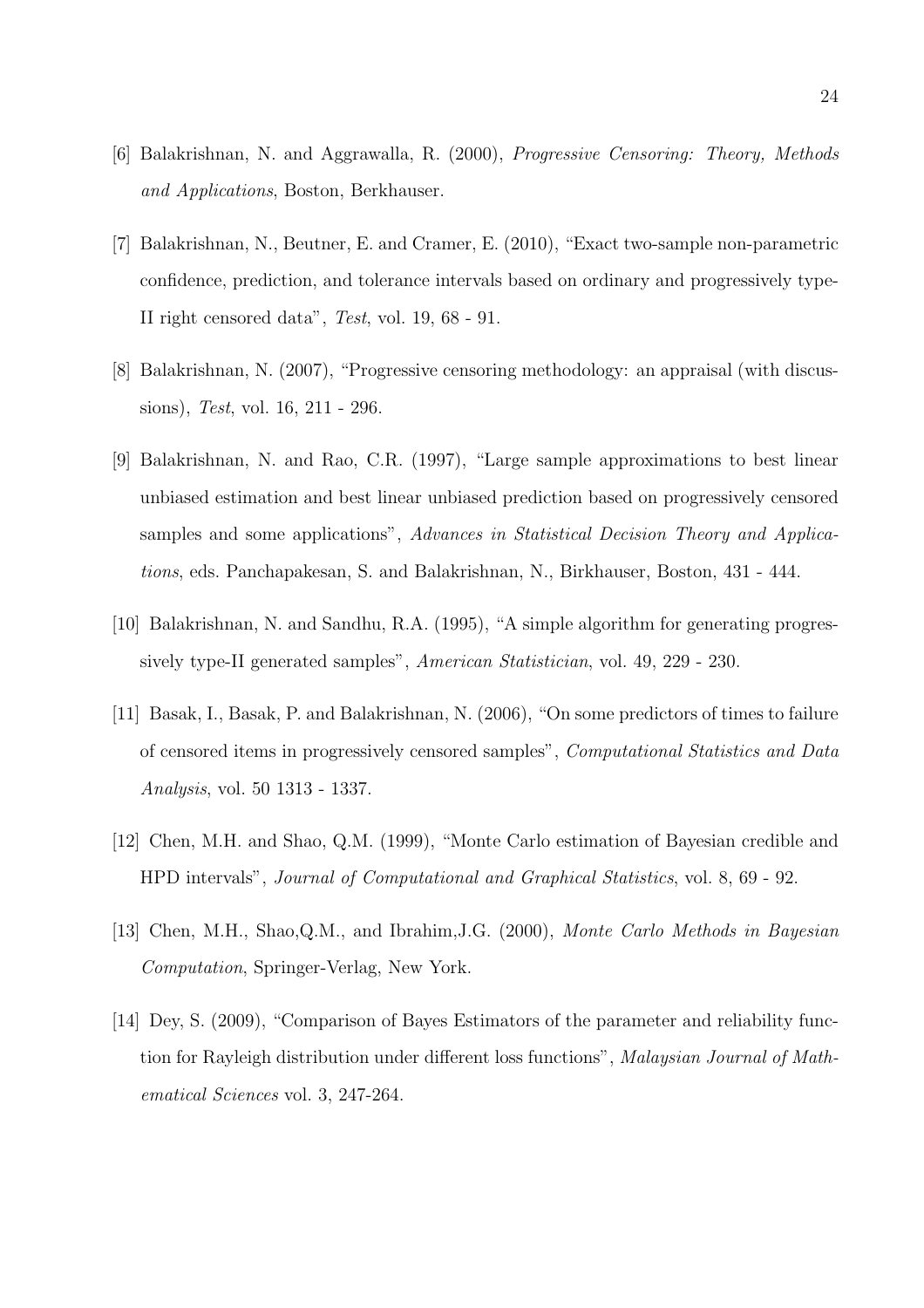[6] Balakrishnan, N. and Aggrawalla, R. (2000), *Progressive Censoring: Theory, Methods and Applications*, Boston, Berkhauser.

[7] Balakrishnan, N., Beutner, E. and Cramer, E. (2010), "Exact two-sample non-parametric confidence, prediction, and tolerance intervals based on ordinary and progressively type-II right censored data", *Test*, vol. 19, 68 - 91.

[8] Balakrishnan, N. (2007), "Progressive censoring methodology: an appraisal (with discussions), *Test*, vol. 16, 211 - 296.

[9] Balakrishnan, N. and Rao, C.R. (1997), "Large sample approximations to best linear unbiased estimation and best linear unbiased prediction based on progressively censored samples and some applications", *Advances in Statistical Decision Theory and Applications*, eds. Panchapakesan, S. and Balakrishnan, N., Birkhauser, Boston, 431 - 444.

[10] Balakrishnan, N. and Sandhu, R.A. (1995), "A simple algorithm for generating progressively type-II generated samples", *American Statistician*, vol. 49, 229 - 230.

[11] Basak, I., Basak, P. and Balakrishnan, N. (2006), "On some predictors of times to failure of censored items in progressively censored samples", *Computational Statistics and Data Analysis*, vol. 50 1313 - 1337.

[12] Chen, M.H. and Shao, Q.M. (1999), "Monte Carlo estimation of Bayesian credible and HPD intervals", *Journal of Computational and Graphical Statistics*, vol. 8, 69 - 92.

[13] Chen, M.H., Shao,Q.M., and Ibrahim,J.G. (2000), *Monte Carlo Methods in Bayesian Computation*, Springer-Verlag, New York.

[14] Dey, S. (2009), "Comparison of Bayes Estimators of the parameter and reliability function for Rayleigh distribution under different loss functions", *Malaysian Journal of Mathematical Sciences* vol. 3, 247-264.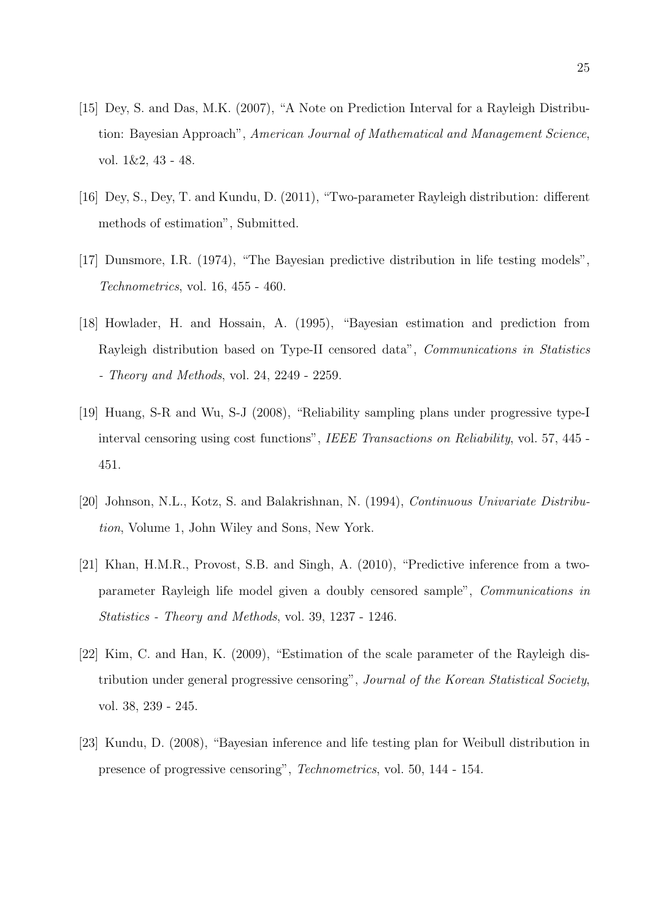[15] Dey, S. and Das, M.K. (2007), "A Note on Prediction Interval for a Rayleigh Distribution: Bayesian Approach", *American Journal of Mathematical and Management Science*, vol. 1&2, 43 - 48.

[16] Dey, S., Dey, T. and Kundu, D. (2011), "Two-parameter Rayleigh distribution: different methods of estimation", Submitted.

[17] Dunsmore, I.R. (1974), "The Bayesian predictive distribution in life testing models", *Technometrics*, vol. 16, 455 - 460.

[18] Howlader, H. and Hossain, A. (1995), "Bayesian estimation and prediction from Rayleigh distribution based on Type-II censored data", *Communications in Statistics - Theory and Methods*, vol. 24, 2249 - 2259.

[19] Huang, S-R and Wu, S-J (2008), "Reliability sampling plans under progressive type-I interval censoring using cost functions", *IEEE Transactions on Reliability*, vol. 57, 445 - 451.

[20] Johnson, N.L., Kotz, S. and Balakrishnan, N. (1994), *Continuous Univariate Distribution*, Volume 1, John Wiley and Sons, New York.

[21] Khan, H.M.R., Provost, S.B. and Singh, A. (2010), "Predictive inference from a two-parameter Rayleigh life model given a doubly censored sample", *Communications in Statistics - Theory and Methods*, vol. 39, 1237 - 1246.

[22] Kim, C. and Han, K. (2009), "Estimation of the scale parameter of the Rayleigh distribution under general progressive censoring", *Journal of the Korean Statistical Society*, vol. 38, 239 - 245.

[23] Kundu, D. (2008), "Bayesian inference and life testing plan for Weibull distribution in presence of progressive censoring", *Technometrics*, vol. 50, 144 - 154.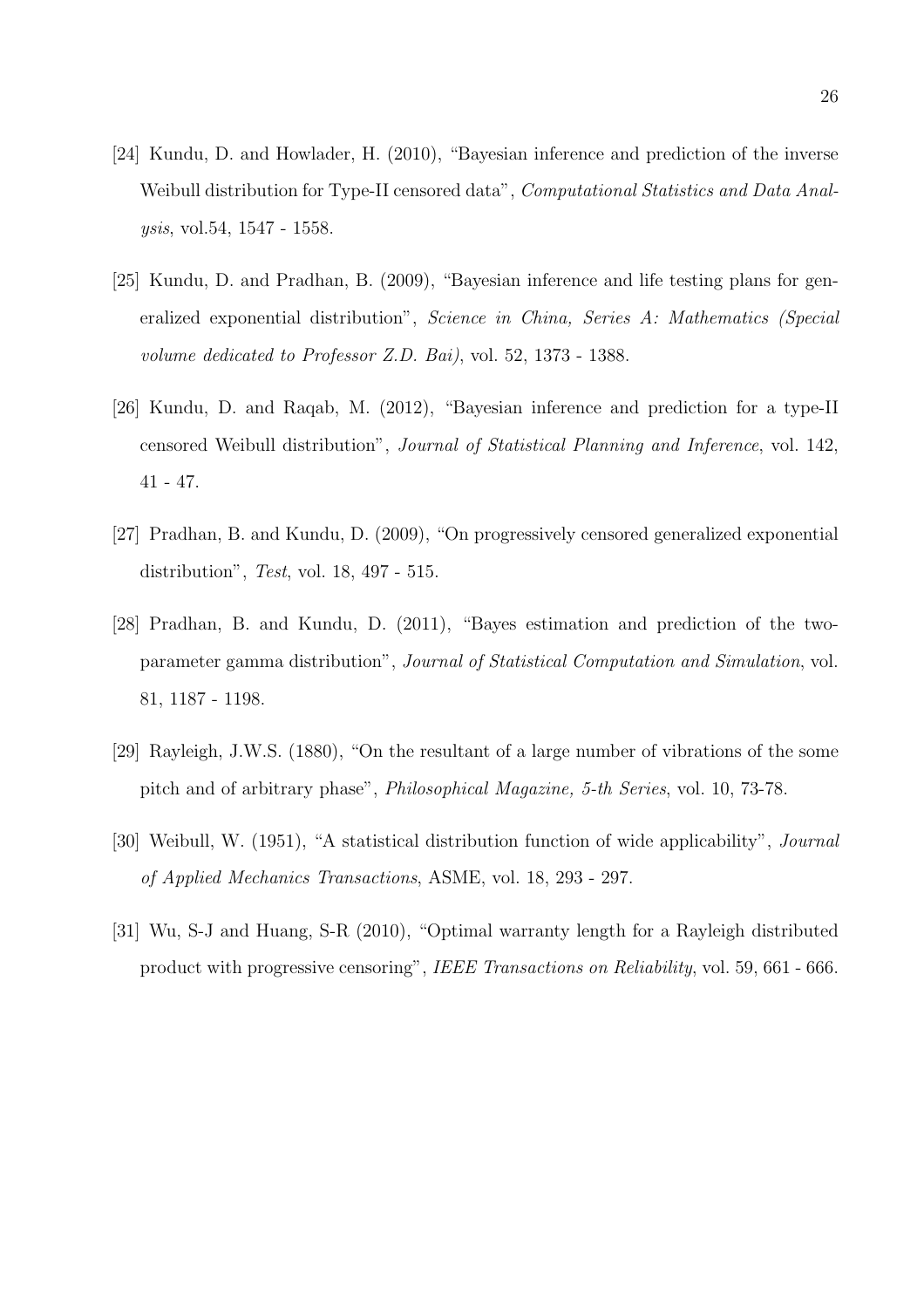[24] Kundu, D. and Howlader, H. (2010), "Bayesian inference and prediction of the inverse Weibull distribution for Type-II censored data", *Computational Statistics and Data Analysis*, vol.54, 1547 - 1558.

[25] Kundu, D. and Pradhan, B. (2009), "Bayesian inference and life testing plans for generalized exponential distribution", *Science in China, Series A: Mathematics (Special volume dedicated to Professor Z.D. Bai)*, vol. 52, 1373 - 1388.

[26] Kundu, D. and Raqab, M. (2012), "Bayesian inference and prediction for a type-II censored Weibull distribution", *Journal of Statistical Planning and Inference*, vol. 142, 41 - 47.

[27] Pradhan, B. and Kundu, D. (2009), "On progressively censored generalized exponential distribution", *Test*, vol. 18, 497 - 515.

[28] Pradhan, B. and Kundu, D. (2011), "Bayes estimation and prediction of the two-parameter gamma distribution", *Journal of Statistical Computation and Simulation*, vol. 81, 1187 - 1198.

[29] Rayleigh, J.W.S. (1880), "On the resultant of a large number of vibrations of the some pitch and of arbitrary phase", *Philosophical Magazine, 5-th Series*, vol. 10, 73-78.

[30] Weibull, W. (1951), "A statistical distribution function of wide applicability", *Journal of Applied Mechanics Transactions*, ASME, vol. 18, 293 - 297.

[31] Wu, S-J and Huang, S-R (2010), "Optimal warranty length for a Rayleigh distributed product with progressive censoring", *IEEE Transactions on Reliability*, vol. 59, 661 - 666.